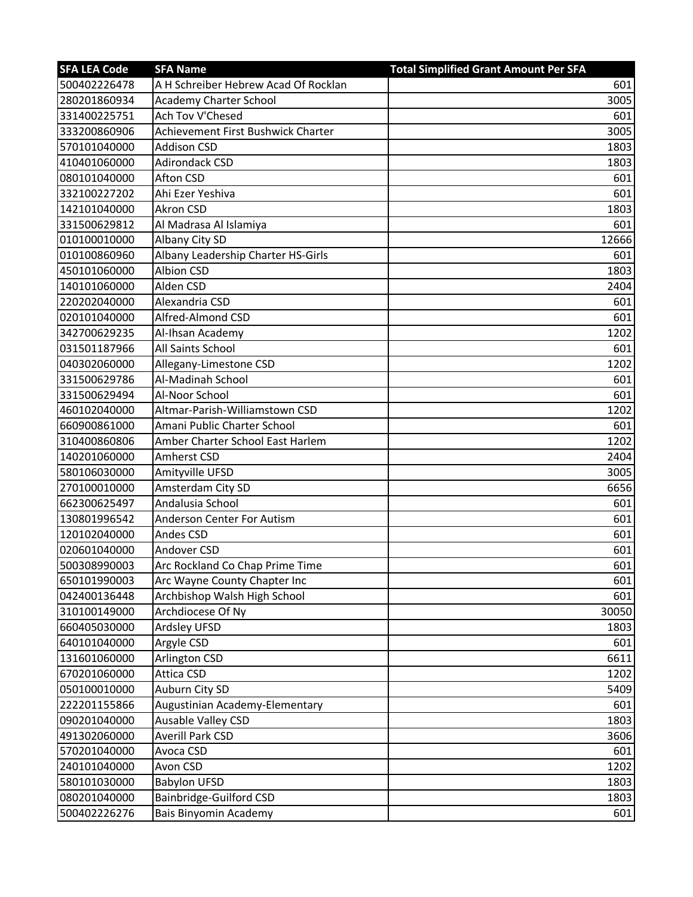| SFA LEA Code | SFA Name | Total Simplified Grant Amount Per SFA |
|---|---|---|
| 500402226478 | A H Schreiber Hebrew Acad Of Rocklan | 601 |
| 280201860934 | Academy Charter School | 3005 |
| 331400225751 | Ach Tov V'Chesed | 601 |
| 333200860906 | Achievement First Bushwick Charter | 3005 |
| 570101040000 | Addison CSD | 1803 |
| 410401060000 | Adirondack CSD | 1803 |
| 080101040000 | Afton CSD | 601 |
| 332100227202 | Ahi Ezer Yeshiva | 601 |
| 142101040000 | Akron CSD | 1803 |
| 331500629812 | Al Madrasa Al Islamiya | 601 |
| 010100010000 | Albany City SD | 12666 |
| 010100860960 | Albany Leadership Charter HS-Girls | 601 |
| 450101060000 | Albion CSD | 1803 |
| 140101060000 | Alden CSD | 2404 |
| 220202040000 | Alexandria CSD | 601 |
| 020101040000 | Alfred-Almond CSD | 601 |
| 342700629235 | Al-Ihsan Academy | 1202 |
| 031501187966 | All Saints School | 601 |
| 040302060000 | Allegany-Limestone CSD | 1202 |
| 331500629786 | Al-Madinah School | 601 |
| 331500629494 | Al-Noor School | 601 |
| 460102040000 | Altmar-Parish-Williamstown CSD | 1202 |
| 660900861000 | Amani Public Charter School | 601 |
| 310400860806 | Amber Charter School East Harlem | 1202 |
| 140201060000 | Amherst CSD | 2404 |
| 580106030000 | Amityville UFSD | 3005 |
| 270100010000 | Amsterdam City SD | 6656 |
| 662300625497 | Andalusia School | 601 |
| 130801996542 | Anderson Center For Autism | 601 |
| 120102040000 | Andes CSD | 601 |
| 020601040000 | Andover CSD | 601 |
| 500308990003 | Arc Rockland Co Chap Prime Time | 601 |
| 650101990003 | Arc Wayne County Chapter Inc | 601 |
| 042400136448 | Archbishop Walsh High School | 601 |
| 310100149000 | Archdiocese Of Ny | 30050 |
| 660405030000 | Ardsley UFSD | 1803 |
| 640101040000 | Argyle CSD | 601 |
| 131601060000 | Arlington CSD | 6611 |
| 670201060000 | Attica CSD | 1202 |
| 050100010000 | Auburn City SD | 5409 |
| 222201155866 | Augustinian Academy-Elementary | 601 |
| 090201040000 | Ausable Valley CSD | 1803 |
| 491302060000 | Averill Park CSD | 3606 |
| 570201040000 | Avoca CSD | 601 |
| 240101040000 | Avon CSD | 1202 |
| 580101030000 | Babylon UFSD | 1803 |
| 080201040000 | Bainbridge-Guilford CSD | 1803 |
| 500402226276 | Bais Binyomin Academy | 601 |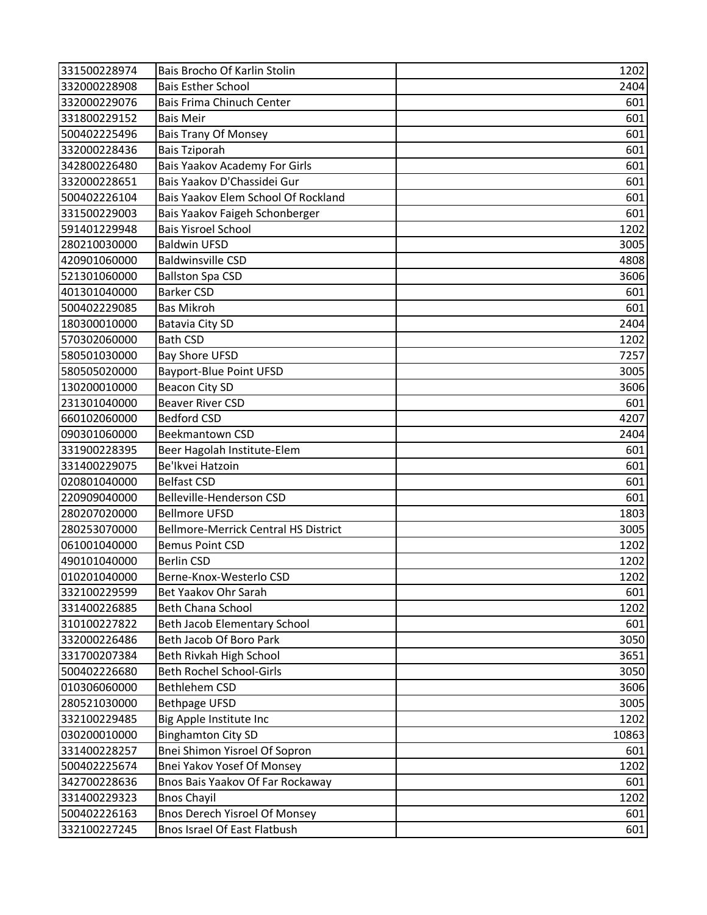| 331500228974 | Bais Brocho Of Karlin Stolin | 1202 |
|---|---|---|
| 332000228908 | Bais Esther School | 2404 |
| 332000229076 | Bais Frima Chinuch Center | 601 |
| 331800229152 | Bais Meir | 601 |
| 500402225496 | Bais Trany Of Monsey | 601 |
| 332000228436 | Bais Tziporah | 601 |
| 342800226480 | Bais Yaakov Academy For Girls | 601 |
| 332000228651 | Bais Yaakov D'Chassidei Gur | 601 |
| 500402226104 | Bais Yaakov Elem School Of Rockland | 601 |
| 331500229003 | Bais Yaakov Faigeh Schonberger | 601 |
| 591401229948 | Bais Yisroel School | 1202 |
| 280210030000 | Baldwin UFSD | 3005 |
| 420901060000 | Baldwinsville CSD | 4808 |
| 521301060000 | Ballston Spa CSD | 3606 |
| 401301040000 | Barker CSD | 601 |
| 500402229085 | Bas Mikroh | 601 |
| 180300010000 | Batavia City SD | 2404 |
| 570302060000 | Bath CSD | 1202 |
| 580501030000 | Bay Shore UFSD | 7257 |
| 580505020000 | Bayport-Blue Point UFSD | 3005 |
| 130200010000 | Beacon City SD | 3606 |
| 231301040000 | Beaver River CSD | 601 |
| 660102060000 | Bedford CSD | 4207 |
| 090301060000 | Beekmantown CSD | 2404 |
| 331900228395 | Beer Hagolah Institute-Elem | 601 |
| 331400229075 | Be'Ikvei Hatzoin | 601 |
| 020801040000 | Belfast CSD | 601 |
| 220909040000 | Belleville-Henderson CSD | 601 |
| 280207020000 | Bellmore UFSD | 1803 |
| 280253070000 | Bellmore-Merrick Central HS District | 3005 |
| 061001040000 | Bemus Point CSD | 1202 |
| 490101040000 | Berlin CSD | 1202 |
| 010201040000 | Berne-Knox-Westerlo CSD | 1202 |
| 332100229599 | Bet Yaakov Ohr Sarah | 601 |
| 331400226885 | Beth Chana School | 1202 |
| 310100227822 | Beth Jacob Elementary School | 601 |
| 332000226486 | Beth Jacob Of Boro Park | 3050 |
| 331700207384 | Beth Rivkah High School | 3651 |
| 500402226680 | Beth Rochel School-Girls | 3050 |
| 010306060000 | Bethlehem CSD | 3606 |
| 280521030000 | Bethpage UFSD | 3005 |
| 332100229485 | Big Apple Institute Inc | 1202 |
| 030200010000 | Binghamton City SD | 10863 |
| 331400228257 | Bnei Shimon Yisroel Of Sopron | 601 |
| 500402225674 | Bnei Yakov Yosef Of Monsey | 1202 |
| 342700228636 | Bnos Bais Yaakov Of Far Rockaway | 601 |
| 331400229323 | Bnos Chayil | 1202 |
| 500402226163 | Bnos Derech Yisroel Of Monsey | 601 |
| 332100227245 | Bnos Israel Of East Flatbush | 601 |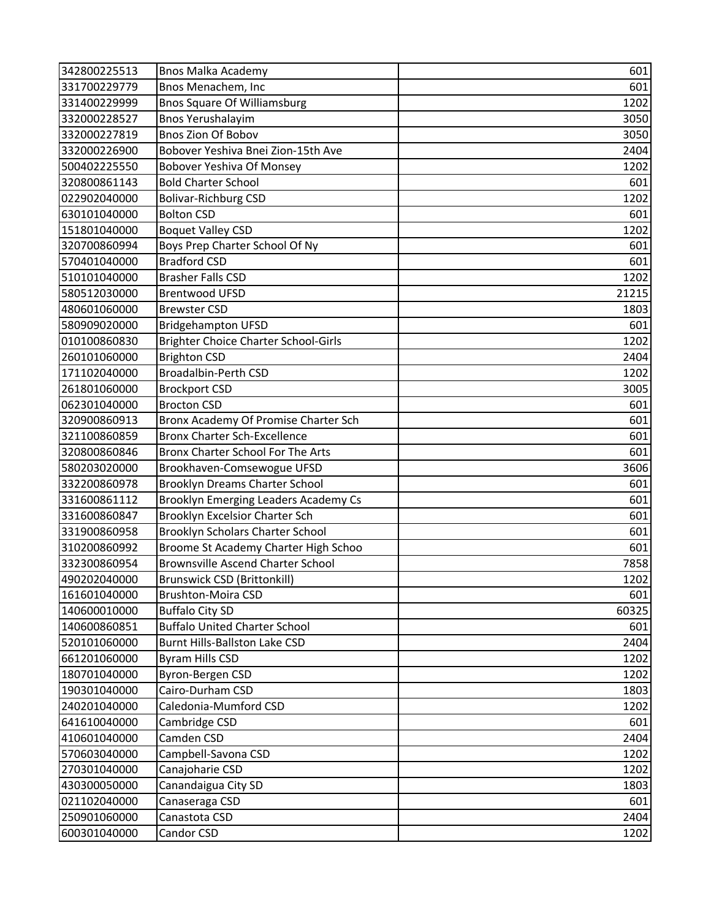| | | |
|---|---|---|
| 342800225513 | Bnos Malka Academy | 601 |
| 331700229779 | Bnos Menachem, Inc | 601 |
| 331400229999 | Bnos Square Of Williamsburg | 1202 |
| 332000228527 | Bnos Yerushalayim | 3050 |
| 332000227819 | Bnos Zion Of Bobov | 3050 |
| 332000226900 | Bobover Yeshiva Bnei Zion-15th Ave | 2404 |
| 500402225550 | Bobover Yeshiva Of Monsey | 1202 |
| 320800861143 | Bold Charter School | 601 |
| 022902040000 | Bolivar-Richburg CSD | 1202 |
| 630101040000 | Bolton CSD | 601 |
| 151801040000 | Boquet Valley CSD | 1202 |
| 320700860994 | Boys Prep Charter School Of Ny | 601 |
| 570401040000 | Bradford CSD | 601 |
| 510101040000 | Brasher Falls CSD | 1202 |
| 580512030000 | Brentwood UFSD | 21215 |
| 480601060000 | Brewster CSD | 1803 |
| 580909020000 | Bridgehampton UFSD | 601 |
| 010100860830 | Brighter Choice Charter School-Girls | 1202 |
| 260101060000 | Brighton CSD | 2404 |
| 171102040000 | Broadalbin-Perth CSD | 1202 |
| 261801060000 | Brockport CSD | 3005 |
| 062301040000 | Brocton CSD | 601 |
| 320900860913 | Bronx Academy Of Promise Charter Sch | 601 |
| 321100860859 | Bronx Charter Sch-Excellence | 601 |
| 320800860846 | Bronx Charter School For The Arts | 601 |
| 580203020000 | Brookhaven-Comsewogue UFSD | 3606 |
| 332200860978 | Brooklyn Dreams Charter School | 601 |
| 331600861112 | Brooklyn Emerging Leaders Academy Cs | 601 |
| 331600860847 | Brooklyn Excelsior Charter Sch | 601 |
| 331900860958 | Brooklyn Scholars Charter School | 601 |
| 310200860992 | Broome St Academy Charter High Schoo | 601 |
| 332300860954 | Brownsville Ascend Charter School | 7858 |
| 490202040000 | Brunswick CSD (Brittonkill) | 1202 |
| 161601040000 | Brushton-Moira CSD | 601 |
| 140600010000 | Buffalo City SD | 60325 |
| 140600860851 | Buffalo United Charter School | 601 |
| 520101060000 | Burnt Hills-Ballston Lake CSD | 2404 |
| 661201060000 | Byram Hills CSD | 1202 |
| 180701040000 | Byron-Bergen CSD | 1202 |
| 190301040000 | Cairo-Durham CSD | 1803 |
| 240201040000 | Caledonia-Mumford CSD | 1202 |
| 641610040000 | Cambridge CSD | 601 |
| 410601040000 | Camden CSD | 2404 |
| 570603040000 | Campbell-Savona CSD | 1202 |
| 270301040000 | Canajoharie CSD | 1202 |
| 430300050000 | Canandaigua City SD | 1803 |
| 021102040000 | Canaseraga CSD | 601 |
| 250901060000 | Canastota CSD | 2404 |
| 600301040000 | Candor CSD | 1202 |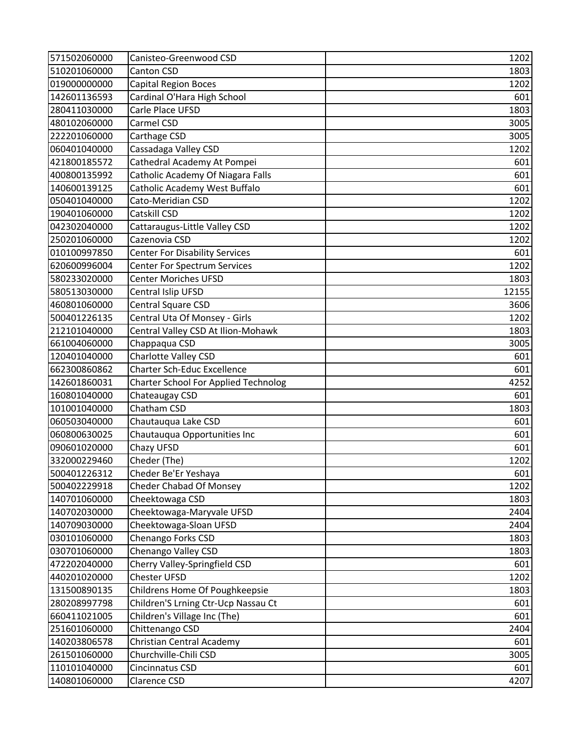| | | |
|---|---|---|
| 571502060000 | Canisteo-Greenwood CSD | 1202 |
| 510201060000 | Canton CSD | 1803 |
| 019000000000 | Capital Region Boces | 1202 |
| 142601136593 | Cardinal O'Hara High School | 601 |
| 280411030000 | Carle Place UFSD | 1803 |
| 480102060000 | Carmel CSD | 3005 |
| 222201060000 | Carthage CSD | 3005 |
| 060401040000 | Cassadaga Valley CSD | 1202 |
| 421800185572 | Cathedral Academy At Pompei | 601 |
| 400800135992 | Catholic Academy Of Niagara Falls | 601 |
| 140600139125 | Catholic Academy West Buffalo | 601 |
| 050401040000 | Cato-Meridian CSD | 1202 |
| 190401060000 | Catskill CSD | 1202 |
| 042302040000 | Cattaraugus-Little Valley CSD | 1202 |
| 250201060000 | Cazenovia CSD | 1202 |
| 010100997850 | Center For Disability Services | 601 |
| 620600996004 | Center For Spectrum Services | 1202 |
| 580233020000 | Center Moriches UFSD | 1803 |
| 580513030000 | Central Islip UFSD | 12155 |
| 460801060000 | Central Square CSD | 3606 |
| 500401226135 | Central Uta Of Monsey - Girls | 1202 |
| 212101040000 | Central Valley CSD At Ilion-Mohawk | 1803 |
| 661004060000 | Chappaqua CSD | 3005 |
| 120401040000 | Charlotte Valley CSD | 601 |
| 662300860862 | Charter Sch-Educ Excellence | 601 |
| 142601860031 | Charter School For Applied Technolog | 4252 |
| 160801040000 | Chateaugay CSD | 601 |
| 101001040000 | Chatham CSD | 1803 |
| 060503040000 | Chautauqua Lake CSD | 601 |
| 060800630025 | Chautauqua Opportunities Inc | 601 |
| 090601020000 | Chazy UFSD | 601 |
| 332000229460 | Cheder (The) | 1202 |
| 500401226312 | Cheder Be'Er Yeshaya | 601 |
| 500402229918 | Cheder Chabad Of Monsey | 1202 |
| 140701060000 | Cheektowaga CSD | 1803 |
| 140702030000 | Cheektowaga-Maryvale UFSD | 2404 |
| 140709030000 | Cheektowaga-Sloan UFSD | 2404 |
| 030101060000 | Chenango Forks CSD | 1803 |
| 030701060000 | Chenango Valley CSD | 1803 |
| 472202040000 | Cherry Valley-Springfield CSD | 601 |
| 440201020000 | Chester UFSD | 1202 |
| 131500890135 | Childrens Home Of Poughkeepsie | 1803 |
| 280208997798 | Children'S Lrning Ctr-Ucp Nassau Ct | 601 |
| 660411021005 | Children's Village Inc (The) | 601 |
| 251601060000 | Chittenango CSD | 2404 |
| 140203806578 | Christian Central Academy | 601 |
| 261501060000 | Churchville-Chili CSD | 3005 |
| 110101040000 | Cincinnatus CSD | 601 |
| 140801060000 | Clarence CSD | 4207 |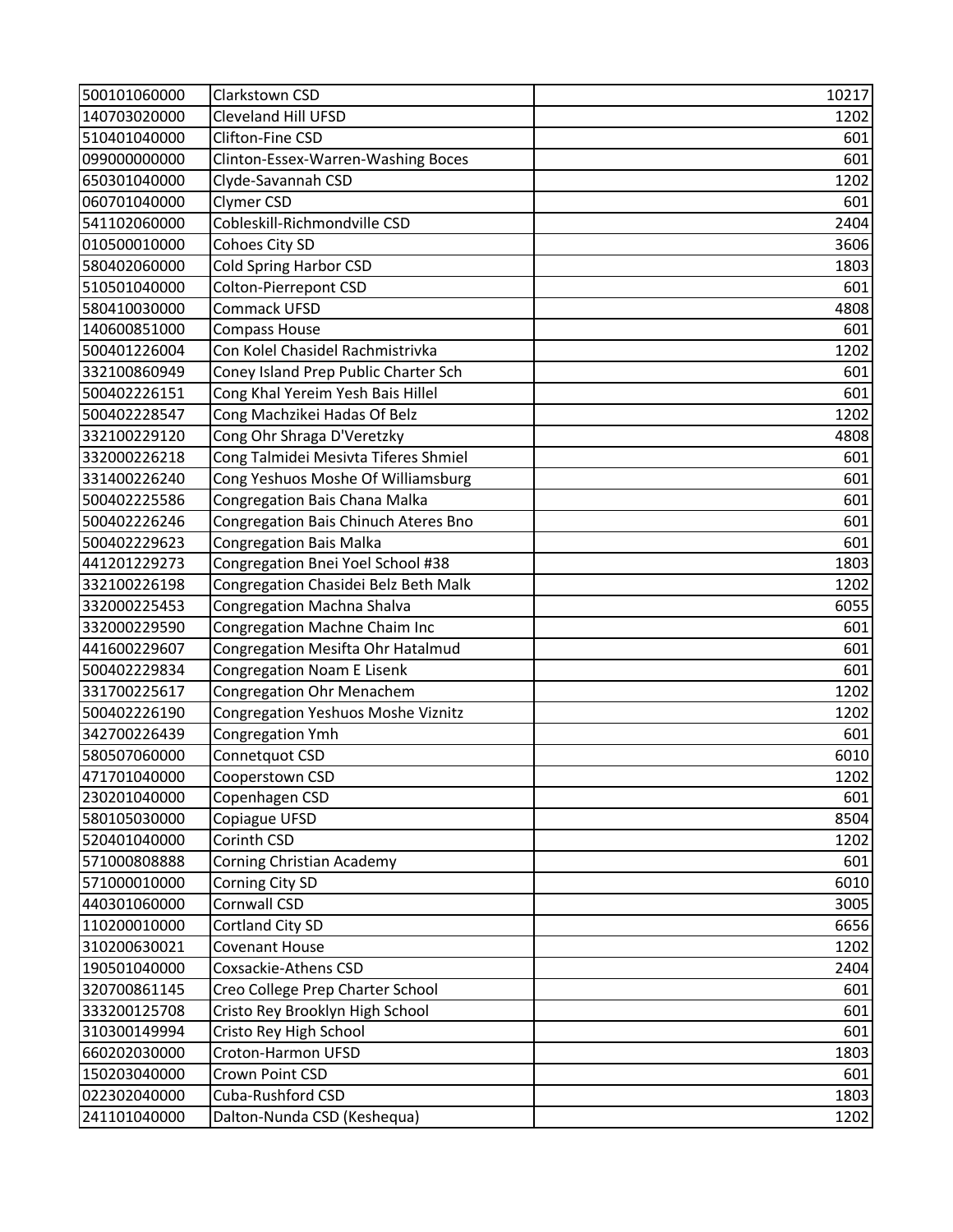| | | |
|---|---|---|
| 500101060000 | Clarkstown CSD | 10217 |
| 140703020000 | Cleveland Hill UFSD | 1202 |
| 510401040000 | Clifton-Fine CSD | 601 |
| 099000000000 | Clinton-Essex-Warren-Washing Boces | 601 |
| 650301040000 | Clyde-Savannah CSD | 1202 |
| 060701040000 | Clymer CSD | 601 |
| 541102060000 | Cobleskill-Richmondville CSD | 2404 |
| 010500010000 | Cohoes City SD | 3606 |
| 580402060000 | Cold Spring Harbor CSD | 1803 |
| 510501040000 | Colton-Pierrepont CSD | 601 |
| 580410030000 | Commack UFSD | 4808 |
| 140600851000 | Compass House | 601 |
| 500401226004 | Con Kolel Chasidel Rachmistrivka | 1202 |
| 332100860949 | Coney Island Prep Public Charter Sch | 601 |
| 500402226151 | Cong Khal Yereim Yesh Bais Hillel | 601 |
| 500402228547 | Cong Machzikei Hadas Of Belz | 1202 |
| 332100229120 | Cong Ohr Shraga D'Veretzky | 4808 |
| 332000226218 | Cong Talmidei Mesivta Tiferes Shmiel | 601 |
| 331400226240 | Cong Yeshuos Moshe Of Williamsburg | 601 |
| 500402225586 | Congregation Bais Chana Malka | 601 |
| 500402226246 | Congregation Bais Chinuch Ateres Bno | 601 |
| 500402229623 | Congregation Bais Malka | 601 |
| 441201229273 | Congregation Bnei Yoel School #38 | 1803 |
| 332100226198 | Congregation Chasidei Belz Beth Malk | 1202 |
| 332000225453 | Congregation Machna Shalva | 6055 |
| 332000229590 | Congregation Machne Chaim Inc | 601 |
| 441600229607 | Congregation Mesifta Ohr Hatalmud | 601 |
| 500402229834 | Congregation Noam E Lisenk | 601 |
| 331700225617 | Congregation Ohr Menachem | 1202 |
| 500402226190 | Congregation Yeshuos Moshe Viznitz | 1202 |
| 342700226439 | Congregation Ymh | 601 |
| 580507060000 | Connetquot CSD | 6010 |
| 471701040000 | Cooperstown CSD | 1202 |
| 230201040000 | Copenhagen CSD | 601 |
| 580105030000 | Copiague UFSD | 8504 |
| 520401040000 | Corinth CSD | 1202 |
| 571000808888 | Corning Christian Academy | 601 |
| 571000010000 | Corning City SD | 6010 |
| 440301060000 | Cornwall CSD | 3005 |
| 110200010000 | Cortland City SD | 6656 |
| 310200630021 | Covenant House | 1202 |
| 190501040000 | Coxsackie-Athens CSD | 2404 |
| 320700861145 | Creo College Prep Charter School | 601 |
| 333200125708 | Cristo Rey Brooklyn High School | 601 |
| 310300149994 | Cristo Rey High School | 601 |
| 660202030000 | Croton-Harmon UFSD | 1803 |
| 150203040000 | Crown Point CSD | 601 |
| 022302040000 | Cuba-Rushford CSD | 1803 |
| 241101040000 | Dalton-Nunda CSD (Keshequa) | 1202 |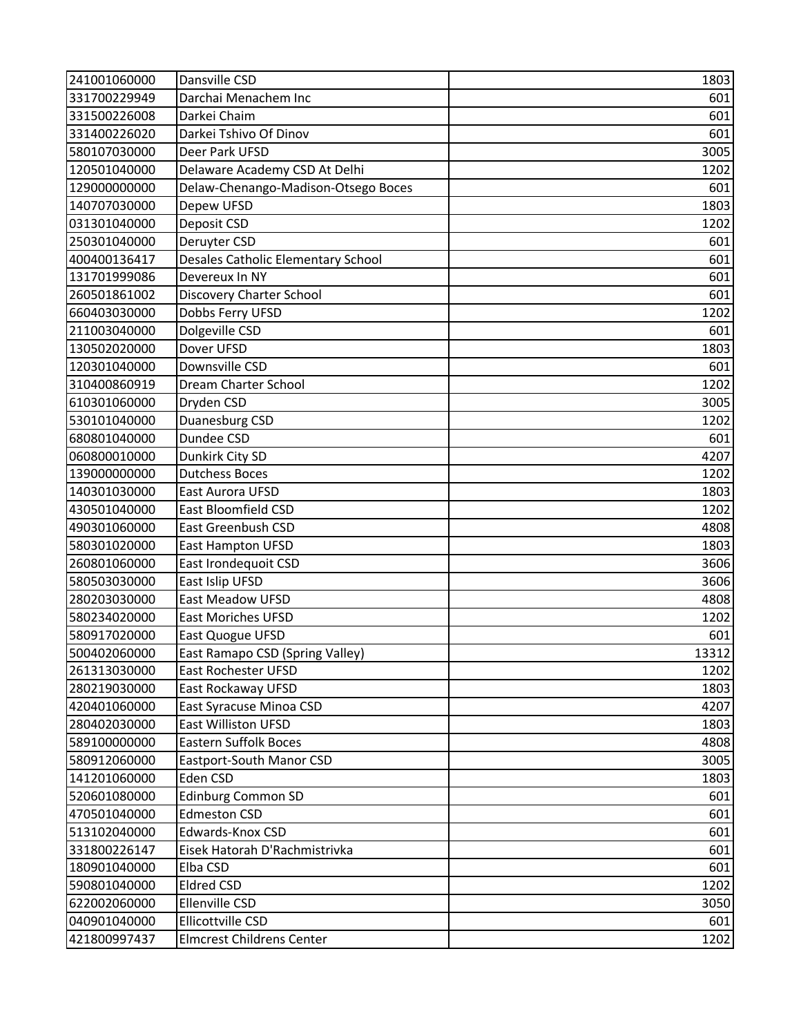| | | |
|---|---|---|
| 241001060000 | Dansville CSD | 1803 |
| 331700229949 | Darchai Menachem Inc | 601 |
| 331500226008 | Darkei Chaim | 601 |
| 331400226020 | Darkei Tshivo Of Dinov | 601 |
| 580107030000 | Deer Park UFSD | 3005 |
| 120501040000 | Delaware Academy CSD At Delhi | 1202 |
| 129000000000 | Delaw-Chenango-Madison-Otsego Boces | 601 |
| 140707030000 | Depew UFSD | 1803 |
| 031301040000 | Deposit CSD | 1202 |
| 250301040000 | Deruyter CSD | 601 |
| 400400136417 | Desales Catholic Elementary School | 601 |
| 131701999086 | Devereux In NY | 601 |
| 260501861002 | Discovery Charter School | 601 |
| 660403030000 | Dobbs Ferry UFSD | 1202 |
| 211003040000 | Dolgeville CSD | 601 |
| 130502020000 | Dover UFSD | 1803 |
| 120301040000 | Downsville CSD | 601 |
| 310400860919 | Dream Charter School | 1202 |
| 610301060000 | Dryden CSD | 3005 |
| 530101040000 | Duanesburg CSD | 1202 |
| 680801040000 | Dundee CSD | 601 |
| 060800010000 | Dunkirk City SD | 4207 |
| 139000000000 | Dutchess Boces | 1202 |
| 140301030000 | East Aurora UFSD | 1803 |
| 430501040000 | East Bloomfield CSD | 1202 |
| 490301060000 | East Greenbush CSD | 4808 |
| 580301020000 | East Hampton UFSD | 1803 |
| 260801060000 | East Irondequoit CSD | 3606 |
| 580503030000 | East Islip UFSD | 3606 |
| 280203030000 | East Meadow UFSD | 4808 |
| 580234020000 | East Moriches UFSD | 1202 |
| 580917020000 | East Quogue UFSD | 601 |
| 500402060000 | East Ramapo CSD (Spring Valley) | 13312 |
| 261313030000 | East Rochester UFSD | 1202 |
| 280219030000 | East Rockaway UFSD | 1803 |
| 420401060000 | East Syracuse Minoa CSD | 4207 |
| 280402030000 | East Williston UFSD | 1803 |
| 589100000000 | Eastern Suffolk Boces | 4808 |
| 580912060000 | Eastport-South Manor CSD | 3005 |
| 141201060000 | Eden CSD | 1803 |
| 520601080000 | Edinburg Common SD | 601 |
| 470501040000 | Edmeston CSD | 601 |
| 513102040000 | Edwards-Knox CSD | 601 |
| 331800226147 | Eisek Hatorah D'Rachmistrivka | 601 |
| 180901040000 | Elba CSD | 601 |
| 590801040000 | Eldred CSD | 1202 |
| 622002060000 | Ellenville CSD | 3050 |
| 040901040000 | Ellicottville CSD | 601 |
| 421800997437 | Elmcrest Childrens Center | 1202 |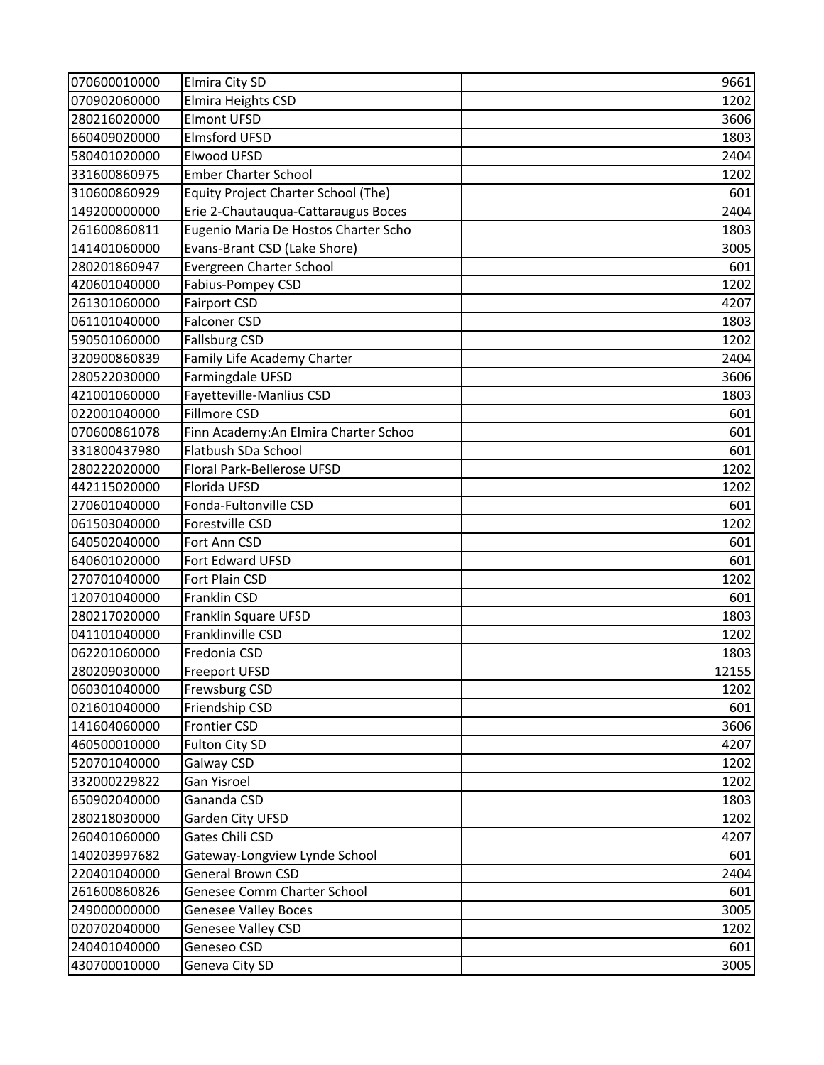| 070600010000 | Elmira City SD | 9661 |
|---|---|---|
| 070902060000 | Elmira Heights CSD | 1202 |
| 280216020000 | Elmont UFSD | 3606 |
| 660409020000 | Elmsford UFSD | 1803 |
| 580401020000 | Elwood UFSD | 2404 |
| 331600860975 | Ember Charter School | 1202 |
| 310600860929 | Equity Project Charter School (The) | 601 |
| 149200000000 | Erie 2-Chautauqua-Cattaraugus Boces | 2404 |
| 261600860811 | Eugenio Maria De Hostos Charter Scho | 1803 |
| 141401060000 | Evans-Brant CSD (Lake Shore) | 3005 |
| 280201860947 | Evergreen Charter School | 601 |
| 420601040000 | Fabius-Pompey CSD | 1202 |
| 261301060000 | Fairport CSD | 4207 |
| 061101040000 | Falconer CSD | 1803 |
| 590501060000 | Fallsburg CSD | 1202 |
| 320900860839 | Family Life Academy Charter | 2404 |
| 280522030000 | Farmingdale UFSD | 3606 |
| 421001060000 | Fayetteville-Manlius CSD | 1803 |
| 022001040000 | Fillmore CSD | 601 |
| 070600861078 | Finn Academy:An Elmira Charter Schoo | 601 |
| 331800437980 | Flatbush SDa School | 601 |
| 280222020000 | Floral Park-Bellerose UFSD | 1202 |
| 442115020000 | Florida UFSD | 1202 |
| 270601040000 | Fonda-Fultonville CSD | 601 |
| 061503040000 | Forestville CSD | 1202 |
| 640502040000 | Fort Ann CSD | 601 |
| 640601020000 | Fort Edward UFSD | 601 |
| 270701040000 | Fort Plain CSD | 1202 |
| 120701040000 | Franklin CSD | 601 |
| 280217020000 | Franklin Square UFSD | 1803 |
| 041101040000 | Franklinville CSD | 1202 |
| 062201060000 | Fredonia CSD | 1803 |
| 280209030000 | Freeport UFSD | 12155 |
| 060301040000 | Frewsburg CSD | 1202 |
| 021601040000 | Friendship CSD | 601 |
| 141604060000 | Frontier CSD | 3606 |
| 460500010000 | Fulton City SD | 4207 |
| 520701040000 | Galway CSD | 1202 |
| 332000229822 | Gan Yisroel | 1202 |
| 650902040000 | Gananda CSD | 1803 |
| 280218030000 | Garden City UFSD | 1202 |
| 260401060000 | Gates Chili CSD | 4207 |
| 140203997682 | Gateway-Longview Lynde School | 601 |
| 220401040000 | General Brown CSD | 2404 |
| 261600860826 | Genesee Comm Charter School | 601 |
| 249000000000 | Genesee Valley Boces | 3005 |
| 020702040000 | Genesee Valley CSD | 1202 |
| 240401040000 | Geneseo CSD | 601 |
| 430700010000 | Geneva City SD | 3005 |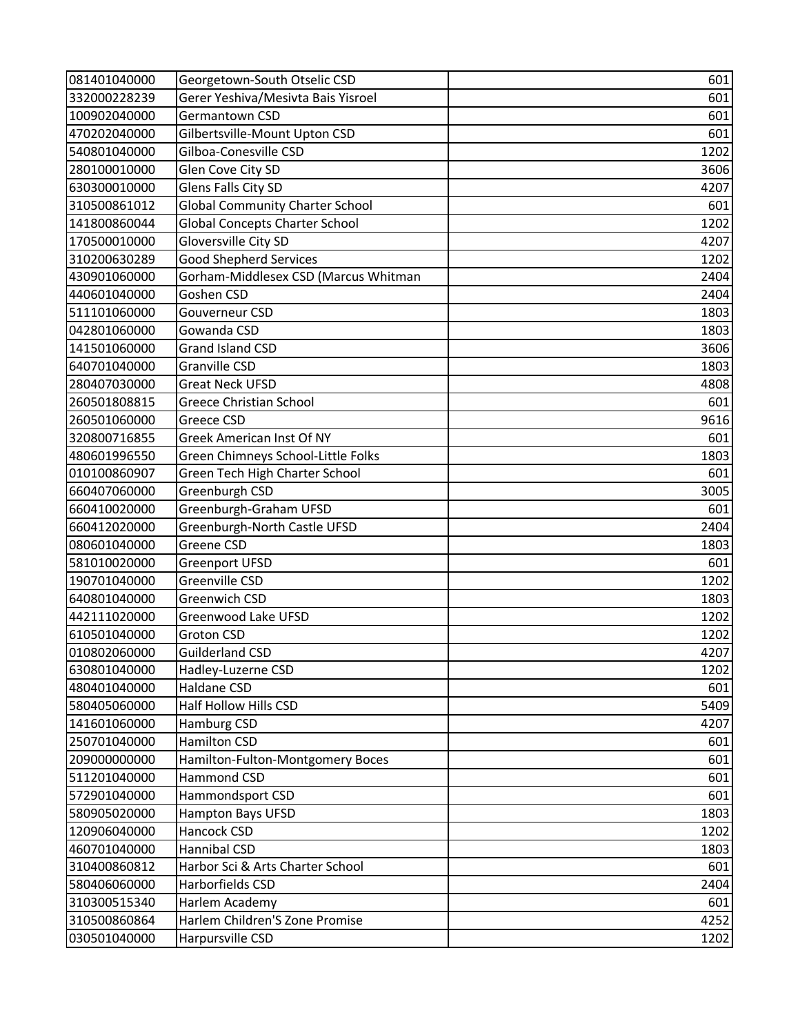| | | |
|---|---|---|
| 081401040000 | Georgetown-South Otselic CSD | 601 |
| 332000228239 | Gerer Yeshiva/Mesivta Bais Yisroel | 601 |
| 100902040000 | Germantown CSD | 601 |
| 470202040000 | Gilbertsville-Mount Upton CSD | 601 |
| 540801040000 | Gilboa-Conesville CSD | 1202 |
| 280100010000 | Glen Cove City SD | 3606 |
| 630300010000 | Glens Falls City SD | 4207 |
| 310500861012 | Global Community Charter School | 601 |
| 141800860044 | Global Concepts Charter School | 1202 |
| 170500010000 | Gloversville City SD | 4207 |
| 310200630289 | Good Shepherd Services | 1202 |
| 430901060000 | Gorham-Middlesex CSD (Marcus Whitman | 2404 |
| 440601040000 | Goshen CSD | 2404 |
| 511101060000 | Gouverneur CSD | 1803 |
| 042801060000 | Gowanda CSD | 1803 |
| 141501060000 | Grand Island CSD | 3606 |
| 640701040000 | Granville CSD | 1803 |
| 280407030000 | Great Neck UFSD | 4808 |
| 260501808815 | Greece Christian School | 601 |
| 260501060000 | Greece CSD | 9616 |
| 320800716855 | Greek American Inst Of NY | 601 |
| 480601996550 | Green Chimneys School-Little Folks | 1803 |
| 010100860907 | Green Tech High Charter School | 601 |
| 660407060000 | Greenburgh CSD | 3005 |
| 660410020000 | Greenburgh-Graham UFSD | 601 |
| 660412020000 | Greenburgh-North Castle UFSD | 2404 |
| 080601040000 | Greene CSD | 1803 |
| 581010020000 | Greenport UFSD | 601 |
| 190701040000 | Greenville CSD | 1202 |
| 640801040000 | Greenwich CSD | 1803 |
| 442111020000 | Greenwood Lake UFSD | 1202 |
| 610501040000 | Groton CSD | 1202 |
| 010802060000 | Guilderland CSD | 4207 |
| 630801040000 | Hadley-Luzerne CSD | 1202 |
| 480401040000 | Haldane CSD | 601 |
| 580405060000 | Half Hollow Hills CSD | 5409 |
| 141601060000 | Hamburg CSD | 4207 |
| 250701040000 | Hamilton CSD | 601 |
| 209000000000 | Hamilton-Fulton-Montgomery Boces | 601 |
| 511201040000 | Hammond CSD | 601 |
| 572901040000 | Hammondsport CSD | 601 |
| 580905020000 | Hampton Bays UFSD | 1803 |
| 120906040000 | Hancock CSD | 1202 |
| 460701040000 | Hannibal CSD | 1803 |
| 310400860812 | Harbor Sci & Arts Charter School | 601 |
| 580406060000 | Harborfields CSD | 2404 |
| 310300515340 | Harlem Academy | 601 |
| 310500860864 | Harlem Children'S Zone Promise | 4252 |
| 030501040000 | Harpursville CSD | 1202 |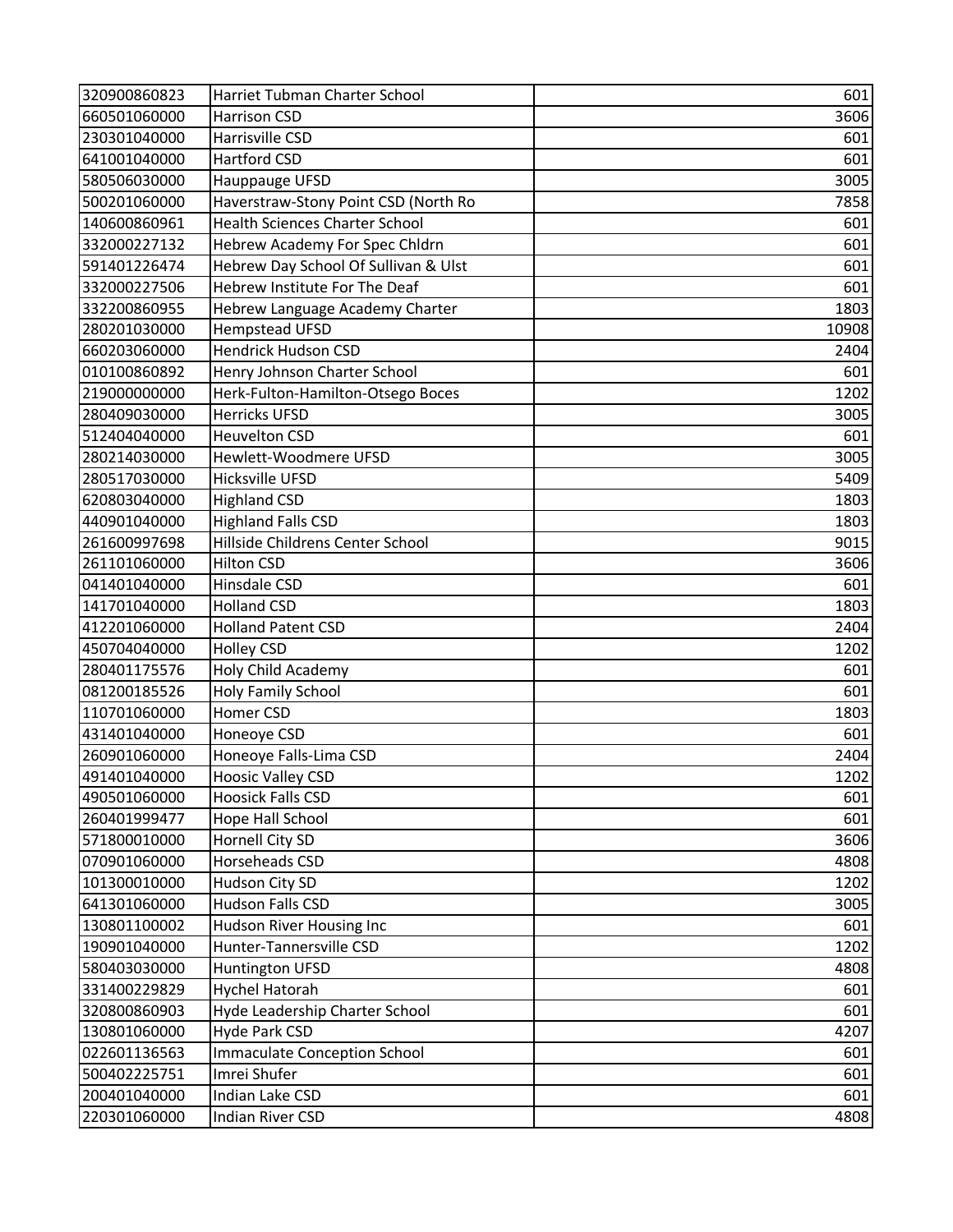| | | |
|---|---|---|
| 320900860823 | Harriet Tubman Charter School | 601 |
| 660501060000 | Harrison CSD | 3606 |
| 230301040000 | Harrisville CSD | 601 |
| 641001040000 | Hartford CSD | 601 |
| 580506030000 | Hauppauge UFSD | 3005 |
| 500201060000 | Haverstraw-Stony Point CSD (North Ro | 7858 |
| 140600860961 | Health Sciences Charter School | 601 |
| 332000227132 | Hebrew Academy For Spec Chldrn | 601 |
| 591401226474 | Hebrew Day School Of Sullivan & Ulst | 601 |
| 332000227506 | Hebrew Institute For The Deaf | 601 |
| 332200860955 | Hebrew Language Academy Charter | 1803 |
| 280201030000 | Hempstead UFSD | 10908 |
| 660203060000 | Hendrick Hudson CSD | 2404 |
| 010100860892 | Henry Johnson Charter School | 601 |
| 219000000000 | Herk-Fulton-Hamilton-Otsego Boces | 1202 |
| 280409030000 | Herricks UFSD | 3005 |
| 512404040000 | Heuvelton CSD | 601 |
| 280214030000 | Hewlett-Woodmere UFSD | 3005 |
| 280517030000 | Hicksville UFSD | 5409 |
| 620803040000 | Highland CSD | 1803 |
| 440901040000 | Highland Falls CSD | 1803 |
| 261600997698 | Hillside Childrens Center School | 9015 |
| 261101060000 | Hilton CSD | 3606 |
| 041401040000 | Hinsdale CSD | 601 |
| 141701040000 | Holland CSD | 1803 |
| 412201060000 | Holland Patent CSD | 2404 |
| 450704040000 | Holley CSD | 1202 |
| 280401175576 | Holy Child Academy | 601 |
| 081200185526 | Holy Family School | 601 |
| 110701060000 | Homer CSD | 1803 |
| 431401040000 | Honeoye CSD | 601 |
| 260901060000 | Honeoye Falls-Lima CSD | 2404 |
| 491401040000 | Hoosic Valley CSD | 1202 |
| 490501060000 | Hoosick Falls CSD | 601 |
| 260401999477 | Hope Hall School | 601 |
| 571800010000 | Hornell City SD | 3606 |
| 070901060000 | Horseheads CSD | 4808 |
| 101300010000 | Hudson City SD | 1202 |
| 641301060000 | Hudson Falls CSD | 3005 |
| 130801100002 | Hudson River Housing Inc | 601 |
| 190901040000 | Hunter-Tannersville CSD | 1202 |
| 580403030000 | Huntington UFSD | 4808 |
| 331400229829 | Hychel Hatorah | 601 |
| 320800860903 | Hyde Leadership Charter School | 601 |
| 130801060000 | Hyde Park CSD | 4207 |
| 022601136563 | Immaculate Conception School | 601 |
| 500402225751 | Imrei Shufer | 601 |
| 200401040000 | Indian Lake CSD | 601 |
| 220301060000 | Indian River CSD | 4808 |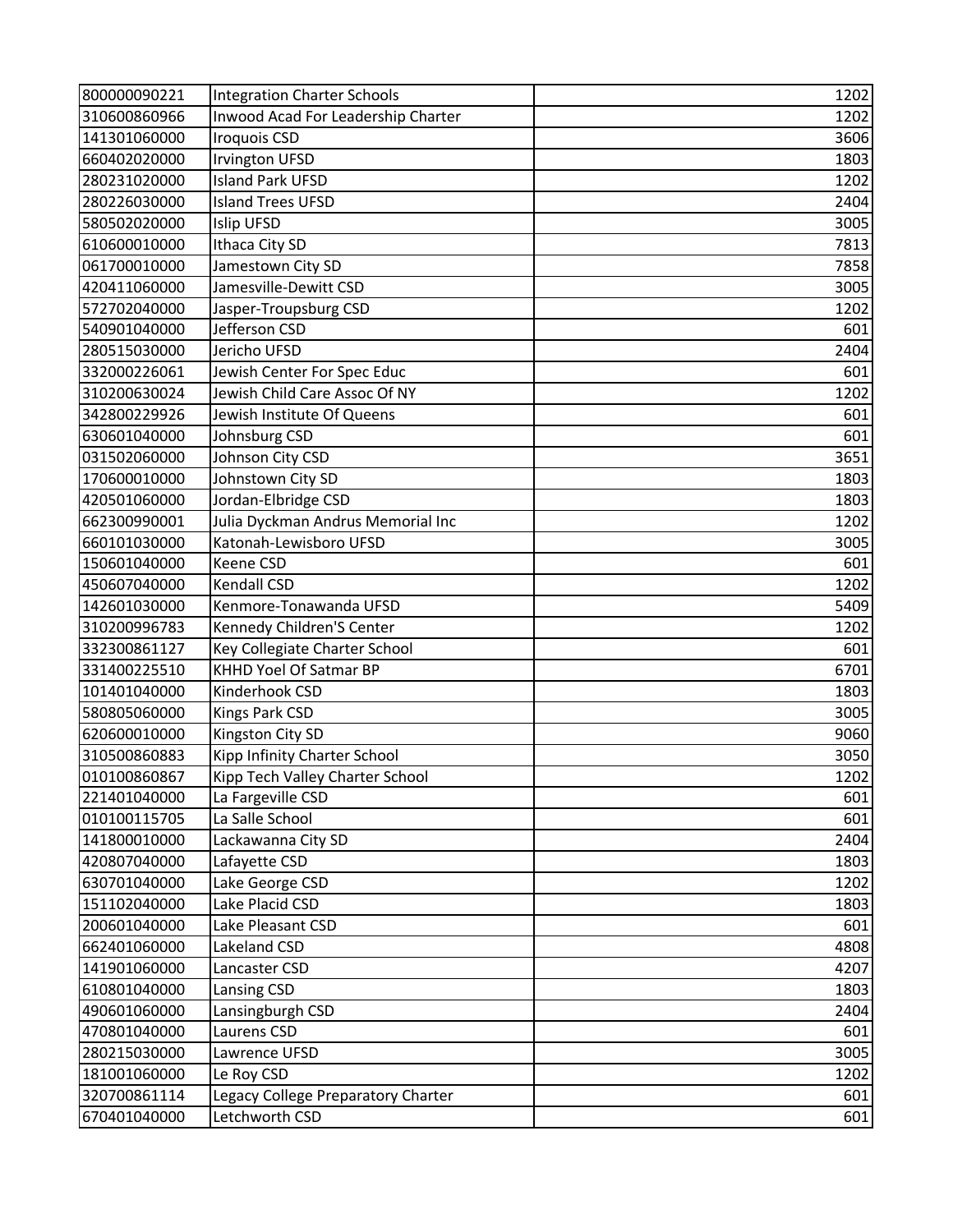| | | |
|---|---|---|
| 800000090221 | Integration Charter Schools | 1202 |
| 310600860966 | Inwood Acad For Leadership Charter | 1202 |
| 141301060000 | Iroquois CSD | 3606 |
| 660402020000 | Irvington UFSD | 1803 |
| 280231020000 | Island Park UFSD | 1202 |
| 280226030000 | Island Trees UFSD | 2404 |
| 580502020000 | Islip UFSD | 3005 |
| 610600010000 | Ithaca City SD | 7813 |
| 061700010000 | Jamestown City SD | 7858 |
| 420411060000 | Jamesville-Dewitt CSD | 3005 |
| 572702040000 | Jasper-Troupsburg CSD | 1202 |
| 540901040000 | Jefferson CSD | 601 |
| 280515030000 | Jericho UFSD | 2404 |
| 332000226061 | Jewish Center For Spec Educ | 601 |
| 310200630024 | Jewish Child Care Assoc Of NY | 1202 |
| 342800229926 | Jewish Institute Of Queens | 601 |
| 630601040000 | Johnsburg CSD | 601 |
| 031502060000 | Johnson City CSD | 3651 |
| 170600010000 | Johnstown City SD | 1803 |
| 420501060000 | Jordan-Elbridge CSD | 1803 |
| 662300990001 | Julia Dyckman Andrus Memorial Inc | 1202 |
| 660101030000 | Katonah-Lewisboro UFSD | 3005 |
| 150601040000 | Keene CSD | 601 |
| 450607040000 | Kendall CSD | 1202 |
| 142601030000 | Kenmore-Tonawanda UFSD | 5409 |
| 310200996783 | Kennedy Children'S Center | 1202 |
| 332300861127 | Key Collegiate Charter School | 601 |
| 331400225510 | KHHD Yoel Of Satmar BP | 6701 |
| 101401040000 | Kinderhook CSD | 1803 |
| 580805060000 | Kings Park CSD | 3005 |
| 620600010000 | Kingston City SD | 9060 |
| 310500860883 | Kipp Infinity Charter School | 3050 |
| 010100860867 | Kipp Tech Valley Charter School | 1202 |
| 221401040000 | La Fargeville CSD | 601 |
| 010100115705 | La Salle School | 601 |
| 141800010000 | Lackawanna City SD | 2404 |
| 420807040000 | Lafayette CSD | 1803 |
| 630701040000 | Lake George CSD | 1202 |
| 151102040000 | Lake Placid CSD | 1803 |
| 200601040000 | Lake Pleasant CSD | 601 |
| 662401060000 | Lakeland CSD | 4808 |
| 141901060000 | Lancaster CSD | 4207 |
| 610801040000 | Lansing CSD | 1803 |
| 490601060000 | Lansingburgh CSD | 2404 |
| 470801040000 | Laurens CSD | 601 |
| 280215030000 | Lawrence UFSD | 3005 |
| 181001060000 | Le Roy CSD | 1202 |
| 320700861114 | Legacy College Preparatory Charter | 601 |
| 670401040000 | Letchworth CSD | 601 |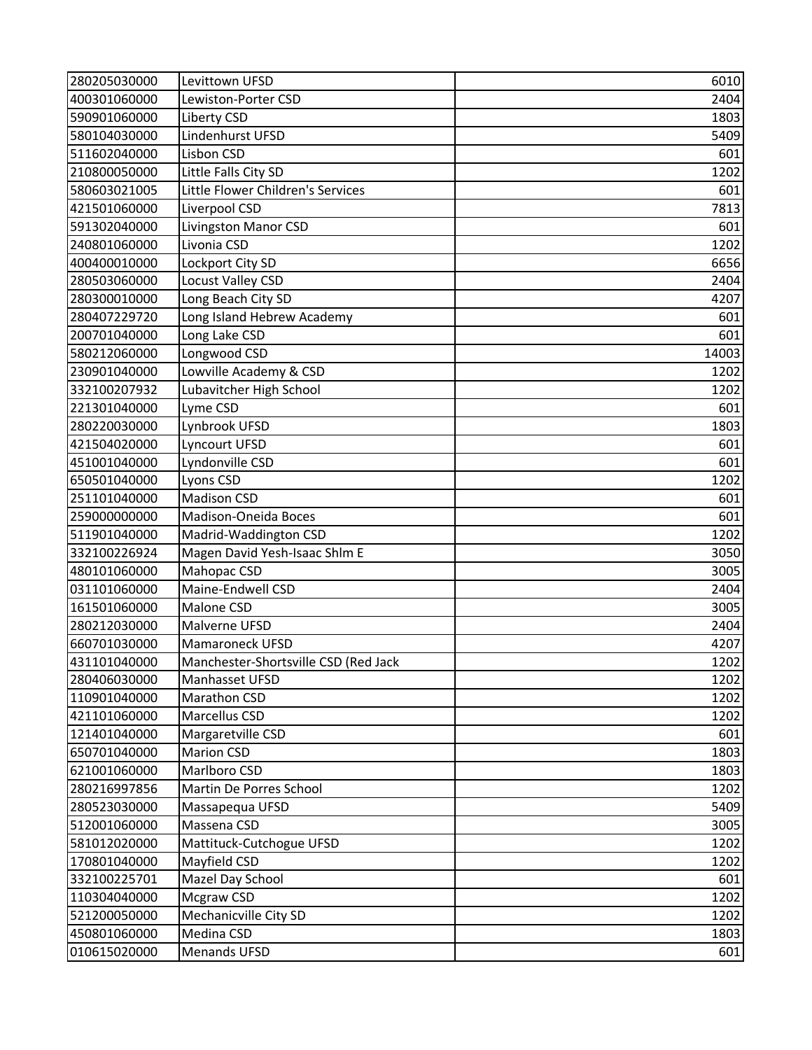| | | |
|---|---|---|
| 280205030000 | Levittown UFSD | 6010 |
| 400301060000 | Lewiston-Porter CSD | 2404 |
| 590901060000 | Liberty CSD | 1803 |
| 580104030000 | Lindenhurst UFSD | 5409 |
| 511602040000 | Lisbon CSD | 601 |
| 210800050000 | Little Falls City SD | 1202 |
| 580603021005 | Little Flower Children's Services | 601 |
| 421501060000 | Liverpool CSD | 7813 |
| 591302040000 | Livingston Manor CSD | 601 |
| 240801060000 | Livonia CSD | 1202 |
| 400400010000 | Lockport City SD | 6656 |
| 280503060000 | Locust Valley CSD | 2404 |
| 280300010000 | Long Beach City SD | 4207 |
| 280407229720 | Long Island Hebrew Academy | 601 |
| 200701040000 | Long Lake CSD | 601 |
| 580212060000 | Longwood CSD | 14003 |
| 230901040000 | Lowville Academy & CSD | 1202 |
| 332100207932 | Lubavitcher High School | 1202 |
| 221301040000 | Lyme CSD | 601 |
| 280220030000 | Lynbrook UFSD | 1803 |
| 421504020000 | Lyncourt UFSD | 601 |
| 451001040000 | Lyndonville CSD | 601 |
| 650501040000 | Lyons CSD | 1202 |
| 251101040000 | Madison CSD | 601 |
| 259000000000 | Madison-Oneida Boces | 601 |
| 511901040000 | Madrid-Waddington CSD | 1202 |
| 332100226924 | Magen David Yesh-Isaac Shlm E | 3050 |
| 480101060000 | Mahopac CSD | 3005 |
| 031101060000 | Maine-Endwell CSD | 2404 |
| 161501060000 | Malone CSD | 3005 |
| 280212030000 | Malverne UFSD | 2404 |
| 660701030000 | Mamaroneck UFSD | 4207 |
| 431101040000 | Manchester-Shortsville CSD (Red Jack | 1202 |
| 280406030000 | Manhasset UFSD | 1202 |
| 110901040000 | Marathon CSD | 1202 |
| 421101060000 | Marcellus CSD | 1202 |
| 121401040000 | Margaretville CSD | 601 |
| 650701040000 | Marion CSD | 1803 |
| 621001060000 | Marlboro CSD | 1803 |
| 280216997856 | Martin De Porres School | 1202 |
| 280523030000 | Massapequa UFSD | 5409 |
| 512001060000 | Massena CSD | 3005 |
| 581012020000 | Mattituck-Cutchogue UFSD | 1202 |
| 170801040000 | Mayfield CSD | 1202 |
| 332100225701 | Mazel Day School | 601 |
| 110304040000 | Mcgraw CSD | 1202 |
| 521200050000 | Mechanicville City SD | 1202 |
| 450801060000 | Medina CSD | 1803 |
| 010615020000 | Menands UFSD | 601 |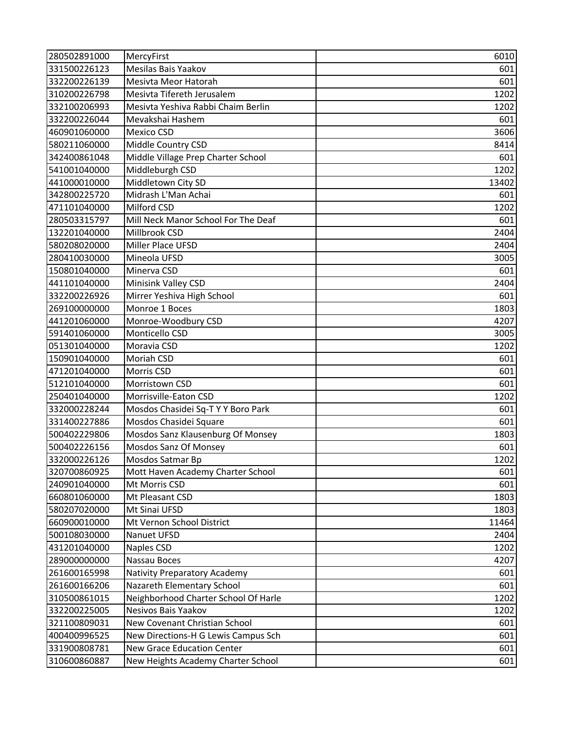| | | |
|---|---|---|
| 280502891000 | MercyFirst | 6010 |
| 331500226123 | Mesilas Bais Yaakov | 601 |
| 332200226139 | Mesivta Meor Hatorah | 601 |
| 310200226798 | Mesivta Tifereth Jerusalem | 1202 |
| 332100206993 | Mesivta Yeshiva Rabbi Chaim Berlin | 1202 |
| 332200226044 | Mevakshai Hashem | 601 |
| 460901060000 | Mexico CSD | 3606 |
| 580211060000 | Middle Country CSD | 8414 |
| 342400861048 | Middle Village Prep Charter School | 601 |
| 541001040000 | Middleburgh CSD | 1202 |
| 441000010000 | Middletown City SD | 13402 |
| 342800225720 | Midrash L'Man Achai | 601 |
| 471101040000 | Milford CSD | 1202 |
| 280503315797 | Mill Neck Manor School For The Deaf | 601 |
| 132201040000 | Millbrook CSD | 2404 |
| 580208020000 | Miller Place UFSD | 2404 |
| 280410030000 | Mineola UFSD | 3005 |
| 150801040000 | Minerva CSD | 601 |
| 441101040000 | Minisink Valley CSD | 2404 |
| 332200226926 | Mirrer Yeshiva High School | 601 |
| 269100000000 | Monroe 1 Boces | 1803 |
| 441201060000 | Monroe-Woodbury CSD | 4207 |
| 591401060000 | Monticello CSD | 3005 |
| 051301040000 | Moravia CSD | 1202 |
| 150901040000 | Moriah CSD | 601 |
| 471201040000 | Morris CSD | 601 |
| 512101040000 | Morristown CSD | 601 |
| 250401040000 | Morrisville-Eaton CSD | 1202 |
| 332000228244 | Mosdos Chasidei Sq-T Y Y Boro Park | 601 |
| 331400227886 | Mosdos Chasidei Square | 601 |
| 500402229806 | Mosdos Sanz Klausenburg Of Monsey | 1803 |
| 500402226156 | Mosdos Sanz Of Monsey | 601 |
| 332000226126 | Mosdos Satmar Bp | 1202 |
| 320700860925 | Mott Haven Academy Charter School | 601 |
| 240901040000 | Mt Morris CSD | 601 |
| 660801060000 | Mt Pleasant CSD | 1803 |
| 580207020000 | Mt Sinai UFSD | 1803 |
| 660900010000 | Mt Vernon School District | 11464 |
| 500108030000 | Nanuet UFSD | 2404 |
| 431201040000 | Naples CSD | 1202 |
| 289000000000 | Nassau Boces | 4207 |
| 261600165998 | Nativity Preparatory Academy | 601 |
| 261600166206 | Nazareth Elementary School | 601 |
| 310500861015 | Neighborhood Charter School Of Harle | 1202 |
| 332200225005 | Nesivos Bais Yaakov | 1202 |
| 321100809031 | New Covenant Christian School | 601 |
| 400400996525 | New Directions-H G Lewis Campus Sch | 601 |
| 331900808781 | New Grace Education Center | 601 |
| 310600860887 | New Heights Academy Charter School | 601 |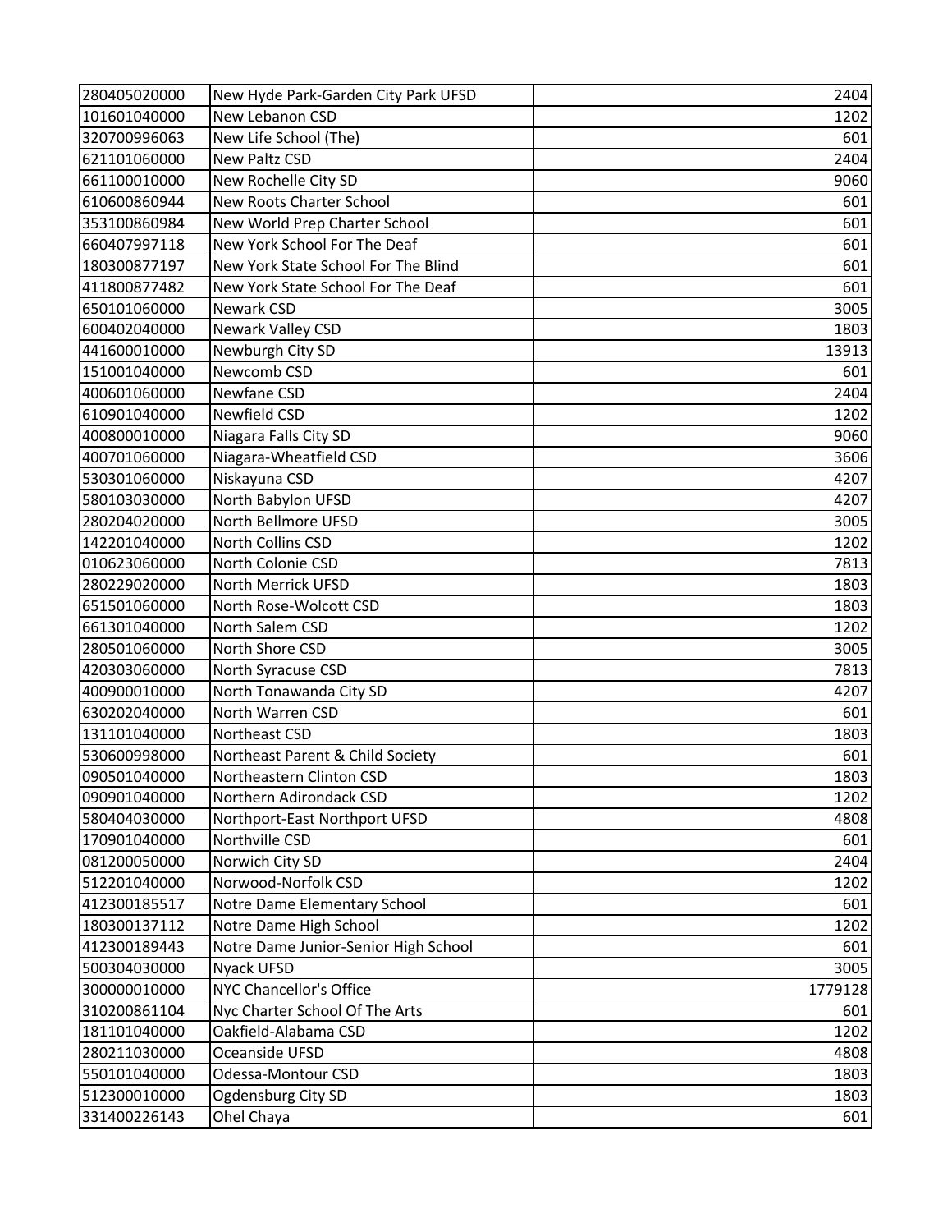| | | |
|---|---|---|
| 280405020000 | New Hyde Park-Garden City Park UFSD | 2404 |
| 101601040000 | New Lebanon CSD | 1202 |
| 320700996063 | New Life School (The) | 601 |
| 621101060000 | New Paltz CSD | 2404 |
| 661100010000 | New Rochelle City SD | 9060 |
| 610600860944 | New Roots Charter School | 601 |
| 353100860984 | New World Prep Charter School | 601 |
| 660407997118 | New York School For The Deaf | 601 |
| 180300877197 | New York State School For The Blind | 601 |
| 411800877482 | New York State School For The Deaf | 601 |
| 650101060000 | Newark CSD | 3005 |
| 600402040000 | Newark Valley CSD | 1803 |
| 441600010000 | Newburgh City SD | 13913 |
| 151001040000 | Newcomb CSD | 601 |
| 400601060000 | Newfane CSD | 2404 |
| 610901040000 | Newfield CSD | 1202 |
| 400800010000 | Niagara Falls City SD | 9060 |
| 400701060000 | Niagara-Wheatfield CSD | 3606 |
| 530301060000 | Niskayuna CSD | 4207 |
| 580103030000 | North Babylon UFSD | 4207 |
| 280204020000 | North Bellmore UFSD | 3005 |
| 142201040000 | North Collins CSD | 1202 |
| 010623060000 | North Colonie CSD | 7813 |
| 280229020000 | North Merrick UFSD | 1803 |
| 651501060000 | North Rose-Wolcott CSD | 1803 |
| 661301040000 | North Salem CSD | 1202 |
| 280501060000 | North Shore CSD | 3005 |
| 420303060000 | North Syracuse CSD | 7813 |
| 400900010000 | North Tonawanda City SD | 4207 |
| 630202040000 | North Warren CSD | 601 |
| 131101040000 | Northeast CSD | 1803 |
| 530600998000 | Northeast Parent & Child Society | 601 |
| 090501040000 | Northeastern Clinton CSD | 1803 |
| 090901040000 | Northern Adirondack CSD | 1202 |
| 580404030000 | Northport-East Northport UFSD | 4808 |
| 170901040000 | Northville CSD | 601 |
| 081200050000 | Norwich City SD | 2404 |
| 512201040000 | Norwood-Norfolk CSD | 1202 |
| 412300185517 | Notre Dame Elementary School | 601 |
| 180300137112 | Notre Dame High School | 1202 |
| 412300189443 | Notre Dame Junior-Senior High School | 601 |
| 500304030000 | Nyack UFSD | 3005 |
| 300000010000 | NYC Chancellor's Office | 1779128 |
| 310200861104 | Nyc Charter School Of The Arts | 601 |
| 181101040000 | Oakfield-Alabama CSD | 1202 |
| 280211030000 | Oceanside UFSD | 4808 |
| 550101040000 | Odessa-Montour CSD | 1803 |
| 512300010000 | Ogdensburg City SD | 1803 |
| 331400226143 | Ohel Chaya | 601 |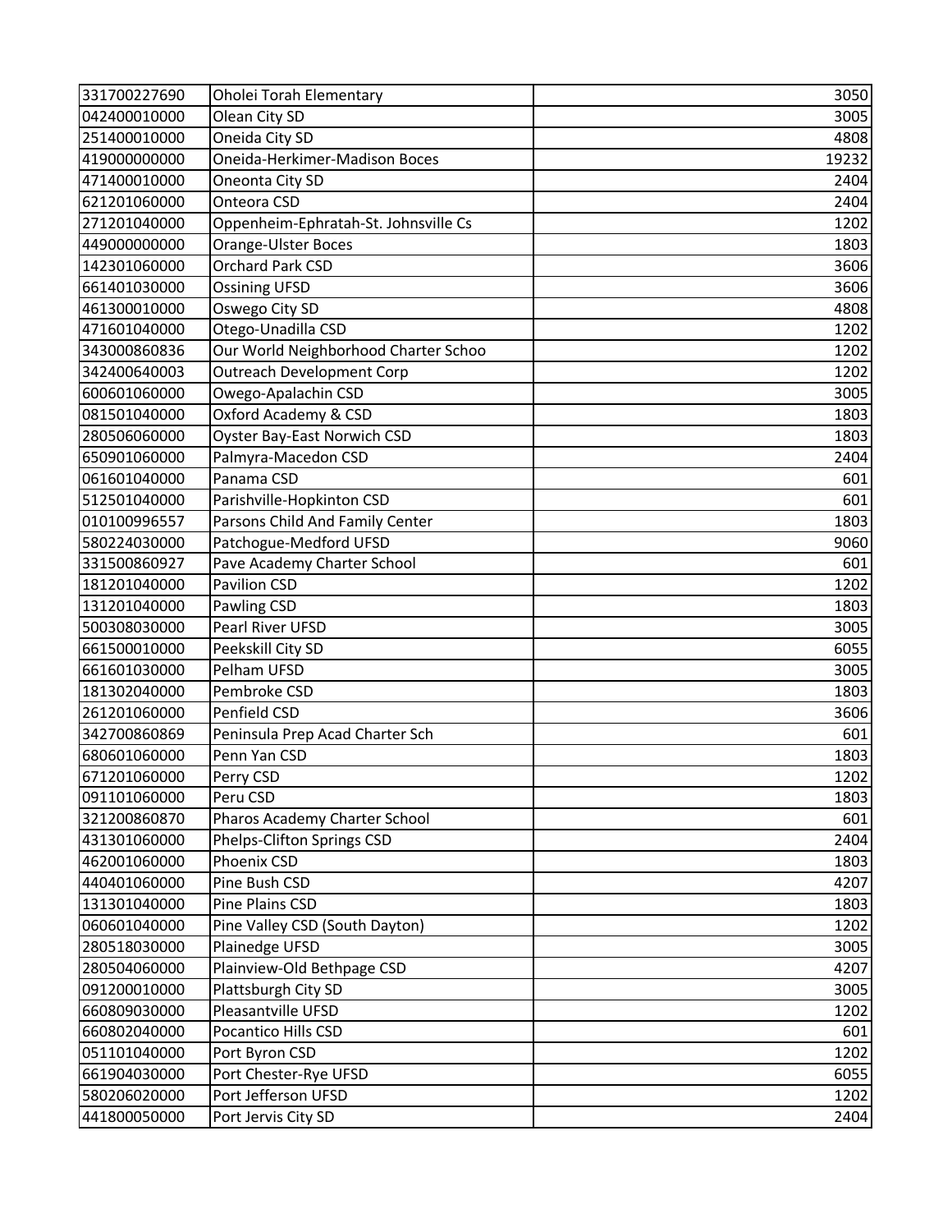| | | |
|---|---|---|
| 331700227690 | Oholei Torah Elementary | 3050 |
| 042400010000 | Olean City SD | 3005 |
| 251400010000 | Oneida City SD | 4808 |
| 419000000000 | Oneida-Herkimer-Madison Boces | 19232 |
| 471400010000 | Oneonta City SD | 2404 |
| 621201060000 | Onteora CSD | 2404 |
| 271201040000 | Oppenheim-Ephratah-St. Johnsville Cs | 1202 |
| 449000000000 | Orange-Ulster Boces | 1803 |
| 142301060000 | Orchard Park CSD | 3606 |
| 661401030000 | Ossining UFSD | 3606 |
| 461300010000 | Oswego City SD | 4808 |
| 471601040000 | Otego-Unadilla CSD | 1202 |
| 343000860836 | Our World Neighborhood Charter Schoo | 1202 |
| 342400640003 | Outreach Development Corp | 1202 |
| 600601060000 | Owego-Apalachin CSD | 3005 |
| 081501040000 | Oxford Academy & CSD | 1803 |
| 280506060000 | Oyster Bay-East Norwich CSD | 1803 |
| 650901060000 | Palmyra-Macedon CSD | 2404 |
| 061601040000 | Panama CSD | 601 |
| 512501040000 | Parishville-Hopkinton CSD | 601 |
| 010100996557 | Parsons Child And Family Center | 1803 |
| 580224030000 | Patchogue-Medford UFSD | 9060 |
| 331500860927 | Pave Academy Charter School | 601 |
| 181201040000 | Pavilion CSD | 1202 |
| 131201040000 | Pawling CSD | 1803 |
| 500308030000 | Pearl River UFSD | 3005 |
| 661500010000 | Peekskill City SD | 6055 |
| 661601030000 | Pelham UFSD | 3005 |
| 181302040000 | Pembroke CSD | 1803 |
| 261201060000 | Penfield CSD | 3606 |
| 342700860869 | Peninsula Prep Acad Charter Sch | 601 |
| 680601060000 | Penn Yan CSD | 1803 |
| 671201060000 | Perry CSD | 1202 |
| 091101060000 | Peru CSD | 1803 |
| 321200860870 | Pharos Academy Charter School | 601 |
| 431301060000 | Phelps-Clifton Springs CSD | 2404 |
| 462001060000 | Phoenix CSD | 1803 |
| 440401060000 | Pine Bush CSD | 4207 |
| 131301040000 | Pine Plains CSD | 1803 |
| 060601040000 | Pine Valley CSD (South Dayton) | 1202 |
| 280518030000 | Plainedge UFSD | 3005 |
| 280504060000 | Plainview-Old Bethpage CSD | 4207 |
| 091200010000 | Plattsburgh City SD | 3005 |
| 660809030000 | Pleasantville UFSD | 1202 |
| 660802040000 | Pocantico Hills CSD | 601 |
| 051101040000 | Port Byron CSD | 1202 |
| 661904030000 | Port Chester-Rye UFSD | 6055 |
| 580206020000 | Port Jefferson UFSD | 1202 |
| 441800050000 | Port Jervis City SD | 2404 |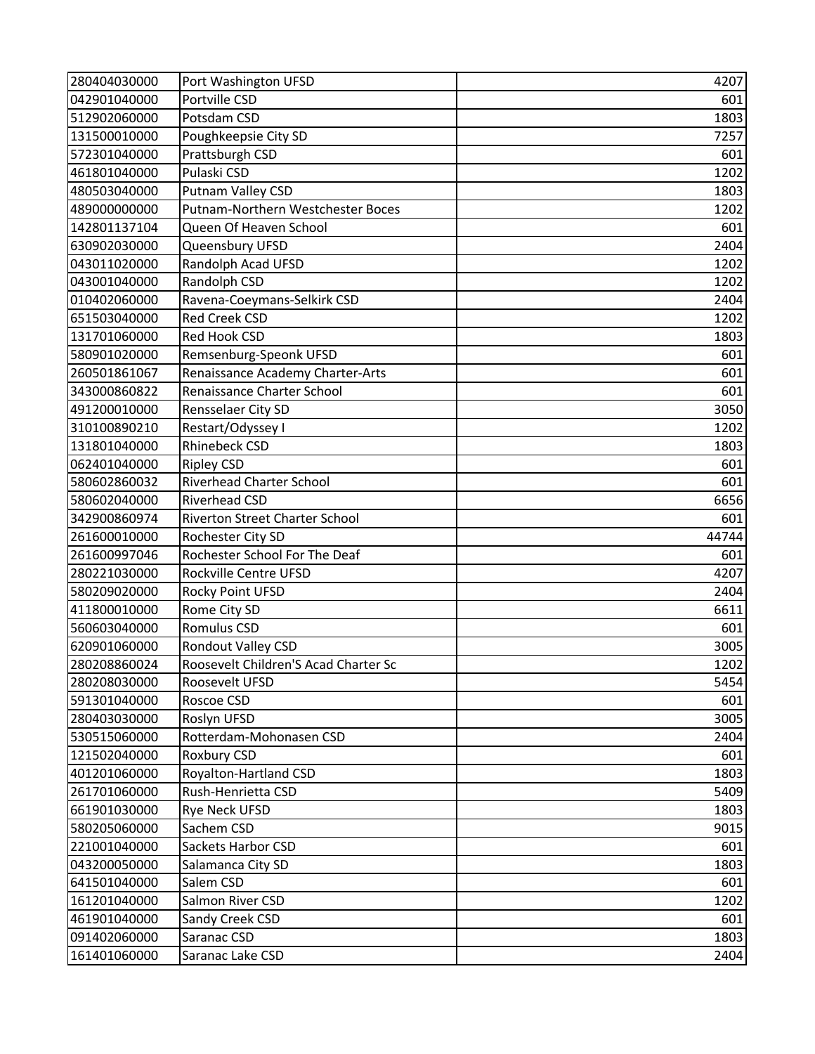| | | |
|---|---|---|
| 280404030000 | Port Washington UFSD | 4207 |
| 042901040000 | Portville CSD | 601 |
| 512902060000 | Potsdam CSD | 1803 |
| 131500010000 | Poughkeepsie City SD | 7257 |
| 572301040000 | Prattsburgh CSD | 601 |
| 461801040000 | Pulaski CSD | 1202 |
| 480503040000 | Putnam Valley CSD | 1803 |
| 489000000000 | Putnam-Northern Westchester Boces | 1202 |
| 142801137104 | Queen Of Heaven School | 601 |
| 630902030000 | Queensbury UFSD | 2404 |
| 043011020000 | Randolph Acad UFSD | 1202 |
| 043001040000 | Randolph CSD | 1202 |
| 010402060000 | Ravena-Coeymans-Selkirk CSD | 2404 |
| 651503040000 | Red Creek CSD | 1202 |
| 131701060000 | Red Hook CSD | 1803 |
| 580901020000 | Remsenburg-Speonk UFSD | 601 |
| 260501861067 | Renaissance Academy Charter-Arts | 601 |
| 343000860822 | Renaissance Charter School | 601 |
| 491200010000 | Rensselaer City SD | 3050 |
| 310100890210 | Restart/Odyssey I | 1202 |
| 131801040000 | Rhinebeck CSD | 1803 |
| 062401040000 | Ripley CSD | 601 |
| 580602860032 | Riverhead Charter School | 601 |
| 580602040000 | Riverhead CSD | 6656 |
| 342900860974 | Riverton Street Charter School | 601 |
| 261600010000 | Rochester City SD | 44744 |
| 261600997046 | Rochester School For The Deaf | 601 |
| 280221030000 | Rockville Centre UFSD | 4207 |
| 580209020000 | Rocky Point UFSD | 2404 |
| 411800010000 | Rome City SD | 6611 |
| 560603040000 | Romulus CSD | 601 |
| 620901060000 | Rondout Valley CSD | 3005 |
| 280208860024 | Roosevelt Children'S Acad Charter Sc | 1202 |
| 280208030000 | Roosevelt UFSD | 5454 |
| 591301040000 | Roscoe CSD | 601 |
| 280403030000 | Roslyn UFSD | 3005 |
| 530515060000 | Rotterdam-Mohonasen CSD | 2404 |
| 121502040000 | Roxbury CSD | 601 |
| 401201060000 | Royalton-Hartland CSD | 1803 |
| 261701060000 | Rush-Henrietta CSD | 5409 |
| 661901030000 | Rye Neck UFSD | 1803 |
| 580205060000 | Sachem CSD | 9015 |
| 221001040000 | Sackets Harbor CSD | 601 |
| 043200050000 | Salamanca City SD | 1803 |
| 641501040000 | Salem CSD | 601 |
| 161201040000 | Salmon River CSD | 1202 |
| 461901040000 | Sandy Creek CSD | 601 |
| 091402060000 | Saranac CSD | 1803 |
| 161401060000 | Saranac Lake CSD | 2404 |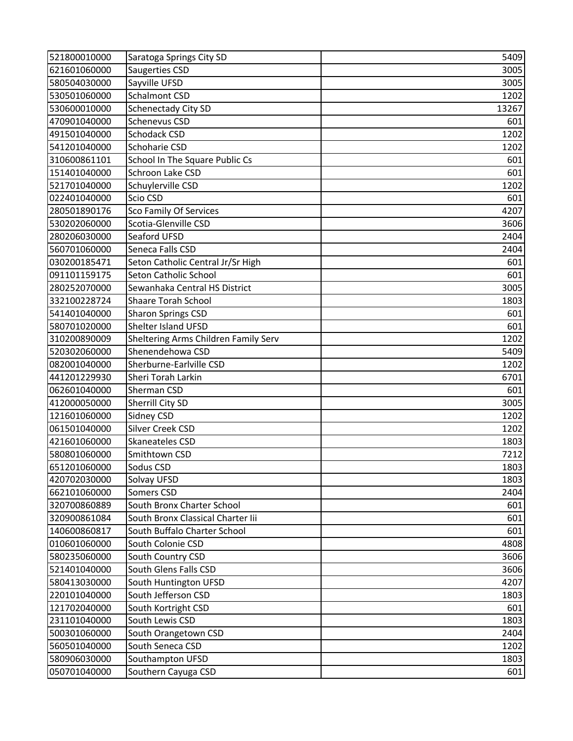| | | |
|---|---|---|
| 521800010000 | Saratoga Springs City SD | 5409 |
| 621601060000 | Saugerties CSD | 3005 |
| 580504030000 | Sayville UFSD | 3005 |
| 530501060000 | Schalmont CSD | 1202 |
| 530600010000 | Schenectady City SD | 13267 |
| 470901040000 | Schenevus CSD | 601 |
| 491501040000 | Schodack CSD | 1202 |
| 541201040000 | Schoharie CSD | 1202 |
| 310600861101 | School In The Square Public Cs | 601 |
| 151401040000 | Schroon Lake CSD | 601 |
| 521701040000 | Schuylerville CSD | 1202 |
| 022401040000 | Scio CSD | 601 |
| 280501890176 | Sco Family Of Services | 4207 |
| 530202060000 | Scotia-Glenville CSD | 3606 |
| 280206030000 | Seaford UFSD | 2404 |
| 560701060000 | Seneca Falls CSD | 2404 |
| 030200185471 | Seton Catholic Central Jr/Sr High | 601 |
| 091101159175 | Seton Catholic School | 601 |
| 280252070000 | Sewanhaka Central HS District | 3005 |
| 332100228724 | Shaare Torah School | 1803 |
| 541401040000 | Sharon Springs CSD | 601 |
| 580701020000 | Shelter Island UFSD | 601 |
| 310200890009 | Sheltering Arms Children Family Serv | 1202 |
| 520302060000 | Shenendehowa CSD | 5409 |
| 082001040000 | Sherburne-Earlville CSD | 1202 |
| 441201229930 | Sheri Torah Larkin | 6701 |
| 062601040000 | Sherman CSD | 601 |
| 412000050000 | Sherrill City SD | 3005 |
| 121601060000 | Sidney CSD | 1202 |
| 061501040000 | Silver Creek CSD | 1202 |
| 421601060000 | Skaneateles CSD | 1803 |
| 580801060000 | Smithtown CSD | 7212 |
| 651201060000 | Sodus CSD | 1803 |
| 420702030000 | Solvay UFSD | 1803 |
| 662101060000 | Somers CSD | 2404 |
| 320700860889 | South Bronx Charter School | 601 |
| 320900861084 | South Bronx Classical Charter Iii | 601 |
| 140600860817 | South Buffalo Charter School | 601 |
| 010601060000 | South Colonie CSD | 4808 |
| 580235060000 | South Country CSD | 3606 |
| 521401040000 | South Glens Falls CSD | 3606 |
| 580413030000 | South Huntington UFSD | 4207 |
| 220101040000 | South Jefferson CSD | 1803 |
| 121702040000 | South Kortright CSD | 601 |
| 231101040000 | South Lewis CSD | 1803 |
| 500301060000 | South Orangetown CSD | 2404 |
| 560501040000 | South Seneca CSD | 1202 |
| 580906030000 | Southampton UFSD | 1803 |
| 050701040000 | Southern Cayuga CSD | 601 |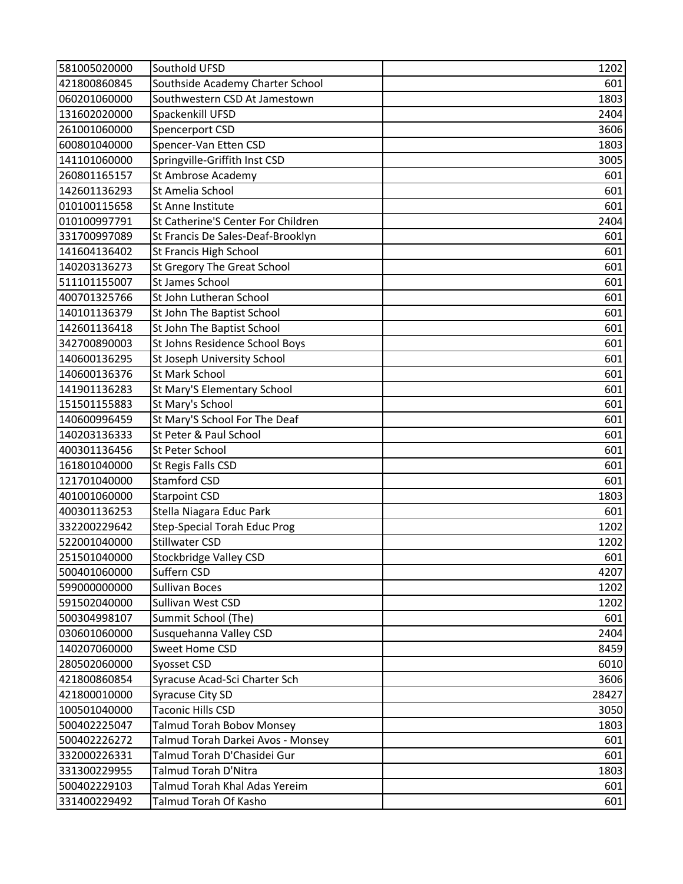| | | |
|---|---|---|
| 581005020000 | Southold UFSD | 1202 |
| 421800860845 | Southside Academy Charter School | 601 |
| 060201060000 | Southwestern CSD At Jamestown | 1803 |
| 131602020000 | Spackenkill UFSD | 2404 |
| 261001060000 | Spencerport CSD | 3606 |
| 600801040000 | Spencer-Van Etten CSD | 1803 |
| 141101060000 | Springville-Griffith Inst CSD | 3005 |
| 260801165157 | St Ambrose Academy | 601 |
| 142601136293 | St Amelia School | 601 |
| 010100115658 | St Anne Institute | 601 |
| 010100997791 | St Catherine'S Center For Children | 2404 |
| 331700997089 | St Francis De Sales-Deaf-Brooklyn | 601 |
| 141604136402 | St Francis High School | 601 |
| 140203136273 | St Gregory The Great School | 601 |
| 511101155007 | St James School | 601 |
| 400701325766 | St John Lutheran School | 601 |
| 140101136379 | St John The Baptist School | 601 |
| 142601136418 | St John The Baptist School | 601 |
| 342700890003 | St Johns Residence School Boys | 601 |
| 140600136295 | St Joseph University School | 601 |
| 140600136376 | St Mark School | 601 |
| 141901136283 | St Mary'S Elementary School | 601 |
| 151501155883 | St Mary's School | 601 |
| 140600996459 | St Mary'S School For The Deaf | 601 |
| 140203136333 | St Peter & Paul School | 601 |
| 400301136456 | St Peter School | 601 |
| 161801040000 | St Regis Falls CSD | 601 |
| 121701040000 | Stamford CSD | 601 |
| 401001060000 | Starpoint CSD | 1803 |
| 400301136253 | Stella Niagara Educ Park | 601 |
| 332200229642 | Step-Special Torah Educ Prog | 1202 |
| 522001040000 | Stillwater CSD | 1202 |
| 251501040000 | Stockbridge Valley CSD | 601 |
| 500401060000 | Suffern CSD | 4207 |
| 599000000000 | Sullivan Boces | 1202 |
| 591502040000 | Sullivan West CSD | 1202 |
| 500304998107 | Summit School (The) | 601 |
| 030601060000 | Susquehanna Valley CSD | 2404 |
| 140207060000 | Sweet Home CSD | 8459 |
| 280502060000 | Syosset CSD | 6010 |
| 421800860854 | Syracuse Acad-Sci Charter Sch | 3606 |
| 421800010000 | Syracuse City SD | 28427 |
| 100501040000 | Taconic Hills CSD | 3050 |
| 500402225047 | Talmud Torah Bobov Monsey | 1803 |
| 500402226272 | Talmud Torah Darkei Avos - Monsey | 601 |
| 332000226331 | Talmud Torah D'Chasidei Gur | 601 |
| 331300229955 | Talmud Torah D'Nitra | 1803 |
| 500402229103 | Talmud Torah Khal Adas Yereim | 601 |
| 331400229492 | Talmud Torah Of Kasho | 601 |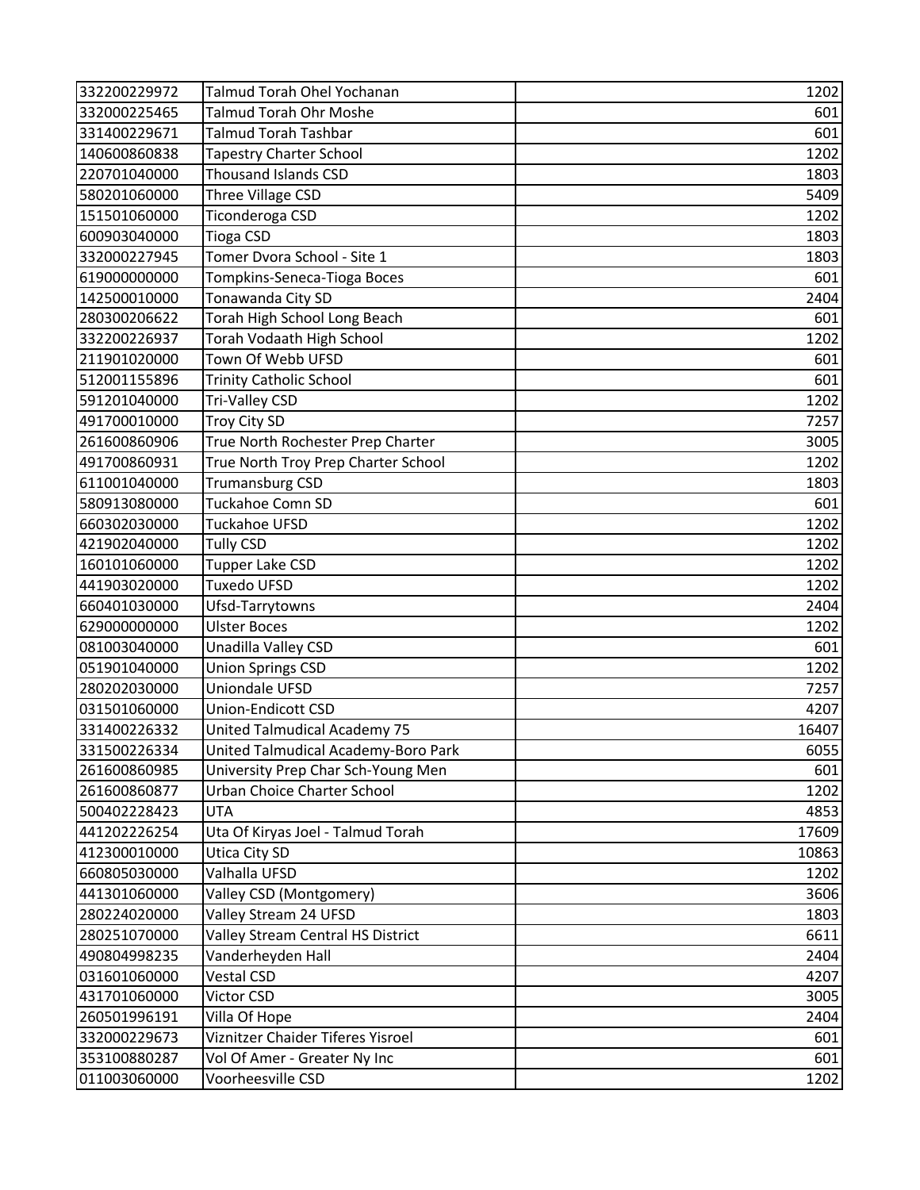| | | |
|---|---|---|
| 332200229972 | Talmud Torah Ohel Yochanan | 1202 |
| 332000225465 | Talmud Torah Ohr Moshe | 601 |
| 331400229671 | Talmud Torah Tashbar | 601 |
| 140600860838 | Tapestry Charter School | 1202 |
| 220701040000 | Thousand Islands CSD | 1803 |
| 580201060000 | Three Village CSD | 5409 |
| 151501060000 | Ticonderoga CSD | 1202 |
| 600903040000 | Tioga CSD | 1803 |
| 332000227945 | Tomer Dvora School - Site 1 | 1803 |
| 619000000000 | Tompkins-Seneca-Tioga Boces | 601 |
| 142500010000 | Tonawanda City SD | 2404 |
| 280300206622 | Torah High School Long Beach | 601 |
| 332200226937 | Torah Vodaath High School | 1202 |
| 211901020000 | Town Of Webb UFSD | 601 |
| 512001155896 | Trinity Catholic School | 601 |
| 591201040000 | Tri-Valley CSD | 1202 |
| 491700010000 | Troy City SD | 7257 |
| 261600860906 | True North Rochester Prep Charter | 3005 |
| 491700860931 | True North Troy Prep Charter School | 1202 |
| 611001040000 | Trumansburg CSD | 1803 |
| 580913080000 | Tuckahoe Comn SD | 601 |
| 660302030000 | Tuckahoe UFSD | 1202 |
| 421902040000 | Tully CSD | 1202 |
| 160101060000 | Tupper Lake CSD | 1202 |
| 441903020000 | Tuxedo UFSD | 1202 |
| 660401030000 | Ufsd-Tarrytowns | 2404 |
| 629000000000 | Ulster Boces | 1202 |
| 081003040000 | Unadilla Valley CSD | 601 |
| 051901040000 | Union Springs CSD | 1202 |
| 280202030000 | Uniondale UFSD | 7257 |
| 031501060000 | Union-Endicott CSD | 4207 |
| 331400226332 | United Talmudical Academy 75 | 16407 |
| 331500226334 | United Talmudical Academy-Boro Park | 6055 |
| 261600860985 | University Prep Char Sch-Young Men | 601 |
| 261600860877 | Urban Choice Charter School | 1202 |
| 500402228423 | UTA | 4853 |
| 441202226254 | Uta Of Kiryas Joel - Talmud Torah | 17609 |
| 412300010000 | Utica City SD | 10863 |
| 660805030000 | Valhalla UFSD | 1202 |
| 441301060000 | Valley CSD (Montgomery) | 3606 |
| 280224020000 | Valley Stream 24 UFSD | 1803 |
| 280251070000 | Valley Stream Central HS District | 6611 |
| 490804998235 | Vanderheyden Hall | 2404 |
| 031601060000 | Vestal CSD | 4207 |
| 431701060000 | Victor CSD | 3005 |
| 260501996191 | Villa Of Hope | 2404 |
| 332000229673 | Viznitzer Chaider Tiferes Yisroel | 601 |
| 353100880287 | Vol Of Amer - Greater Ny Inc | 601 |
| 011003060000 | Voorheesville CSD | 1202 |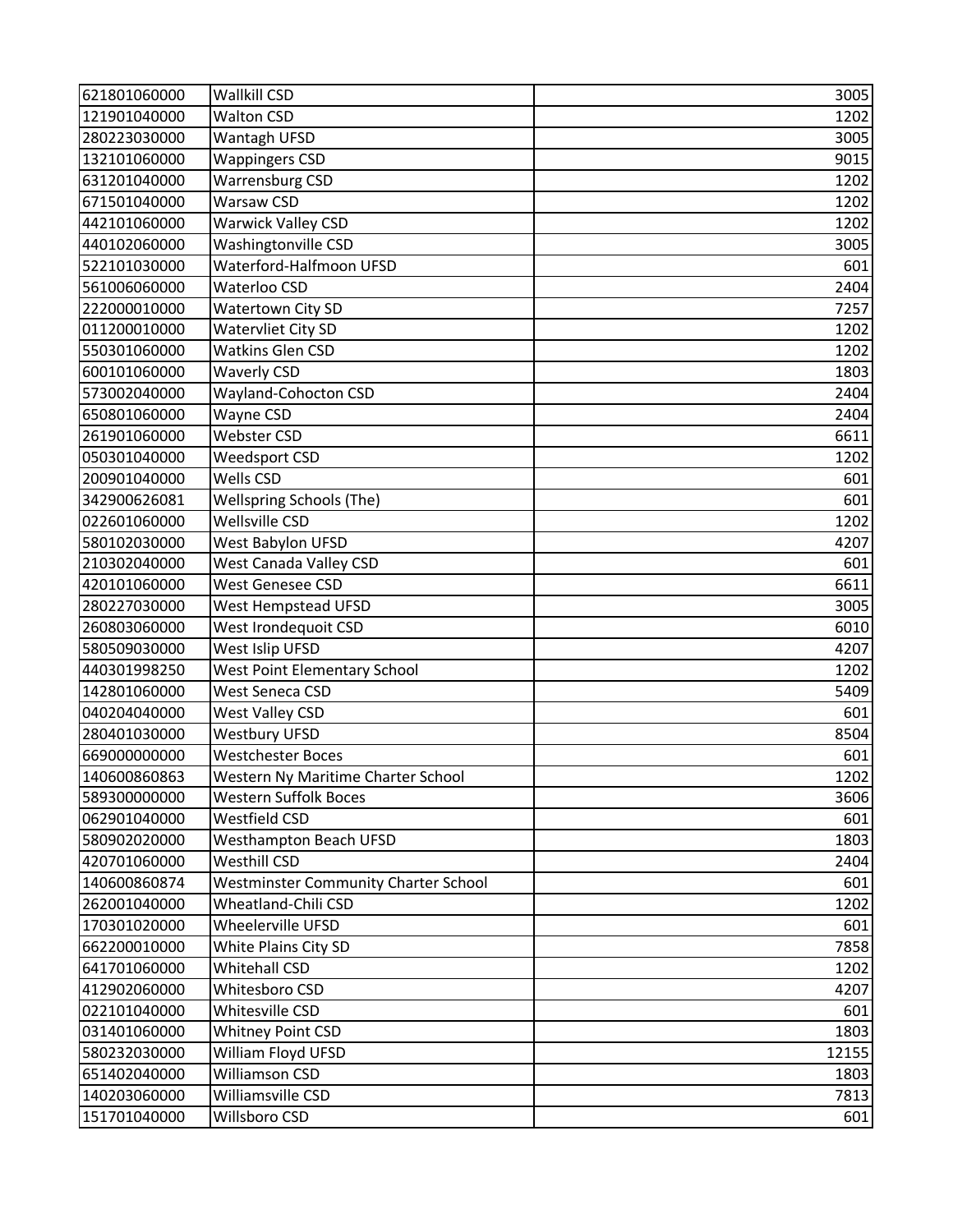| | | |
|---|---|---|
| 621801060000 | Wallkill CSD | 3005 |
| 121901040000 | Walton CSD | 1202 |
| 280223030000 | Wantagh UFSD | 3005 |
| 132101060000 | Wappingers CSD | 9015 |
| 631201040000 | Warrensburg CSD | 1202 |
| 671501040000 | Warsaw CSD | 1202 |
| 442101060000 | Warwick Valley CSD | 1202 |
| 440102060000 | Washingtonville CSD | 3005 |
| 522101030000 | Waterford-Halfmoon UFSD | 601 |
| 561006060000 | Waterloo CSD | 2404 |
| 222000010000 | Watertown City SD | 7257 |
| 011200010000 | Watervliet City SD | 1202 |
| 550301060000 | Watkins Glen CSD | 1202 |
| 600101060000 | Waverly CSD | 1803 |
| 573002040000 | Wayland-Cohocton CSD | 2404 |
| 650801060000 | Wayne CSD | 2404 |
| 261901060000 | Webster CSD | 6611 |
| 050301040000 | Weedsport CSD | 1202 |
| 200901040000 | Wells CSD | 601 |
| 342900626081 | Wellspring Schools (The) | 601 |
| 022601060000 | Wellsville CSD | 1202 |
| 580102030000 | West Babylon UFSD | 4207 |
| 210302040000 | West Canada Valley CSD | 601 |
| 420101060000 | West Genesee CSD | 6611 |
| 280227030000 | West Hempstead UFSD | 3005 |
| 260803060000 | West Irondequoit CSD | 6010 |
| 580509030000 | West Islip UFSD | 4207 |
| 440301998250 | West Point Elementary School | 1202 |
| 142801060000 | West Seneca CSD | 5409 |
| 040204040000 | West Valley CSD | 601 |
| 280401030000 | Westbury UFSD | 8504 |
| 669000000000 | Westchester Boces | 601 |
| 140600860863 | Western Ny Maritime Charter School | 1202 |
| 589300000000 | Western Suffolk Boces | 3606 |
| 062901040000 | Westfield CSD | 601 |
| 580902020000 | Westhampton Beach UFSD | 1803 |
| 420701060000 | Westhill CSD | 2404 |
| 140600860874 | Westminster Community Charter School | 601 |
| 262001040000 | Wheatland-Chili CSD | 1202 |
| 170301020000 | Wheelerville UFSD | 601 |
| 662200010000 | White Plains City SD | 7858 |
| 641701060000 | Whitehall CSD | 1202 |
| 412902060000 | Whitesboro CSD | 4207 |
| 022101040000 | Whitesville CSD | 601 |
| 031401060000 | Whitney Point CSD | 1803 |
| 580232030000 | William Floyd UFSD | 12155 |
| 651402040000 | Williamson CSD | 1803 |
| 140203060000 | Williamsville CSD | 7813 |
| 151701040000 | Willsboro CSD | 601 |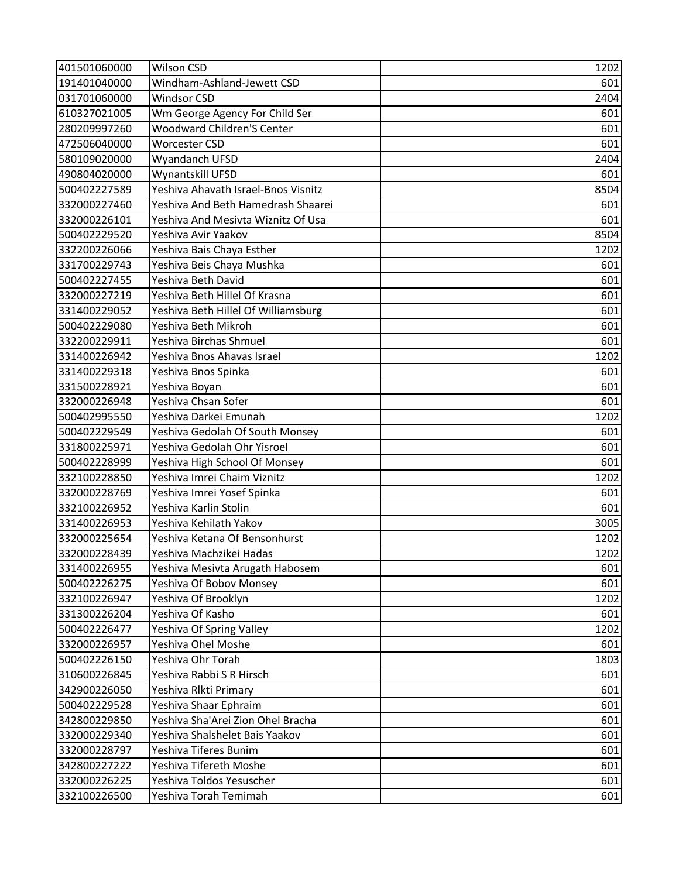| | | |
|---|---|---|
| 401501060000 | Wilson CSD | 1202 |
| 191401040000 | Windham-Ashland-Jewett CSD | 601 |
| 031701060000 | Windsor CSD | 2404 |
| 610327021005 | Wm George Agency For Child Ser | 601 |
| 280209997260 | Woodward Children'S Center | 601 |
| 472506040000 | Worcester CSD | 601 |
| 580109020000 | Wyandanch UFSD | 2404 |
| 490804020000 | Wynantskill UFSD | 601 |
| 500402227589 | Yeshiva Ahavath Israel-Bnos Visnitz | 8504 |
| 332000227460 | Yeshiva And Beth Hamedrash Shaarei | 601 |
| 332000226101 | Yeshiva And Mesivta Wiznitz Of Usa | 601 |
| 500402229520 | Yeshiva Avir Yaakov | 8504 |
| 332200226066 | Yeshiva Bais Chaya Esther | 1202 |
| 331700229743 | Yeshiva Beis Chaya Mushka | 601 |
| 500402227455 | Yeshiva Beth David | 601 |
| 332000227219 | Yeshiva Beth Hillel Of Krasna | 601 |
| 331400229052 | Yeshiva Beth Hillel Of Williamsburg | 601 |
| 500402229080 | Yeshiva Beth Mikroh | 601 |
| 332200229911 | Yeshiva Birchas Shmuel | 601 |
| 331400226942 | Yeshiva Bnos Ahavas Israel | 1202 |
| 331400229318 | Yeshiva Bnos Spinka | 601 |
| 331500228921 | Yeshiva Boyan | 601 |
| 332000226948 | Yeshiva Chsan Sofer | 601 |
| 500402995550 | Yeshiva Darkei Emunah | 1202 |
| 500402229549 | Yeshiva Gedolah Of South Monsey | 601 |
| 331800225971 | Yeshiva Gedolah Ohr Yisroel | 601 |
| 500402228999 | Yeshiva High School Of Monsey | 601 |
| 332100228850 | Yeshiva Imrei Chaim Viznitz | 1202 |
| 332000228769 | Yeshiva Imrei Yosef Spinka | 601 |
| 332100226952 | Yeshiva Karlin Stolin | 601 |
| 331400226953 | Yeshiva Kehilath Yakov | 3005 |
| 332000225654 | Yeshiva Ketana Of Bensonhurst | 1202 |
| 332000228439 | Yeshiva Machzikei Hadas | 1202 |
| 331400226955 | Yeshiva Mesivta Arugath Habosem | 601 |
| 500402226275 | Yeshiva Of Bobov Monsey | 601 |
| 332100226947 | Yeshiva Of Brooklyn | 1202 |
| 331300226204 | Yeshiva Of Kasho | 601 |
| 500402226477 | Yeshiva Of Spring Valley | 1202 |
| 332000226957 | Yeshiva Ohel Moshe | 601 |
| 500402226150 | Yeshiva Ohr Torah | 1803 |
| 310600226845 | Yeshiva Rabbi S R Hirsch | 601 |
| 342900226050 | Yeshiva Rlkti Primary | 601 |
| 500402229528 | Yeshiva Shaar Ephraim | 601 |
| 342800229850 | Yeshiva Sha'Arei Zion Ohel Bracha | 601 |
| 332000229340 | Yeshiva Shalshelet Bais Yaakov | 601 |
| 332000228797 | Yeshiva Tiferes Bunim | 601 |
| 342800227222 | Yeshiva Tifereth Moshe | 601 |
| 332000226225 | Yeshiva Toldos Yesuscher | 601 |
| 332100226500 | Yeshiva Torah Temimah | 601 |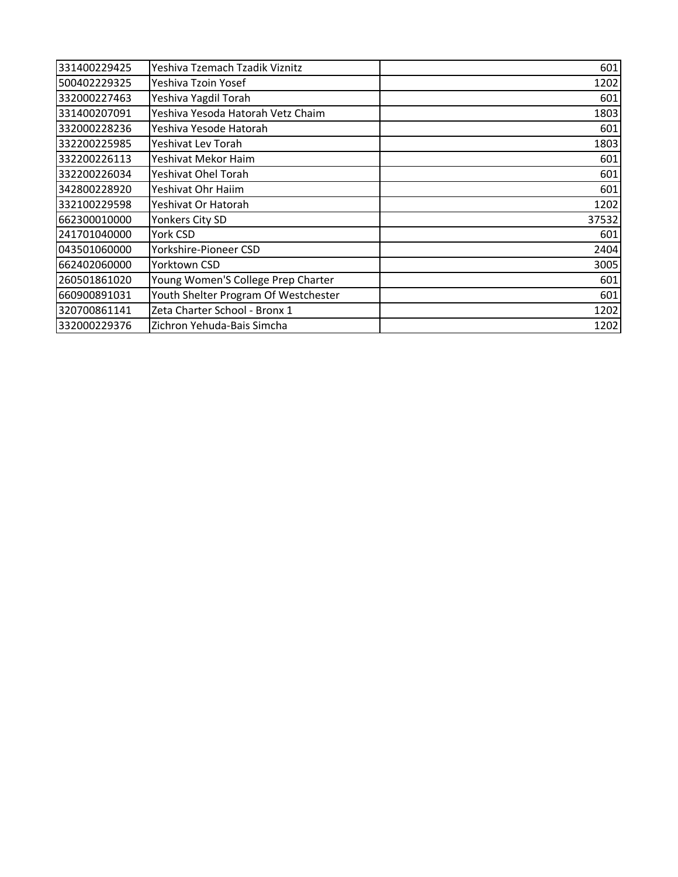| | | |
|---|---|---|
| 331400229425 | Yeshiva Tzemach Tzadik Viznitz | 601 |
| 500402229325 | Yeshiva Tzoin Yosef | 1202 |
| 332000227463 | Yeshiva Yagdil Torah | 601 |
| 331400207091 | Yeshiva Yesoda Hatorah Vetz Chaim | 1803 |
| 332000228236 | Yeshiva Yesode Hatorah | 601 |
| 332200225985 | Yeshivat Lev Torah | 1803 |
| 332200226113 | Yeshivat Mekor Haim | 601 |
| 332200226034 | Yeshivat Ohel Torah | 601 |
| 342800228920 | Yeshivat Ohr Haiim | 601 |
| 332100229598 | Yeshivat Or Hatorah | 1202 |
| 662300010000 | Yonkers City SD | 37532 |
| 241701040000 | York CSD | 601 |
| 043501060000 | Yorkshire-Pioneer CSD | 2404 |
| 662402060000 | Yorktown CSD | 3005 |
| 260501861020 | Young Women'S College Prep Charter | 601 |
| 660900891031 | Youth Shelter Program Of Westchester | 601 |
| 320700861141 | Zeta Charter School - Bronx 1 | 1202 |
| 332000229376 | Zichron Yehuda-Bais Simcha | 1202 |